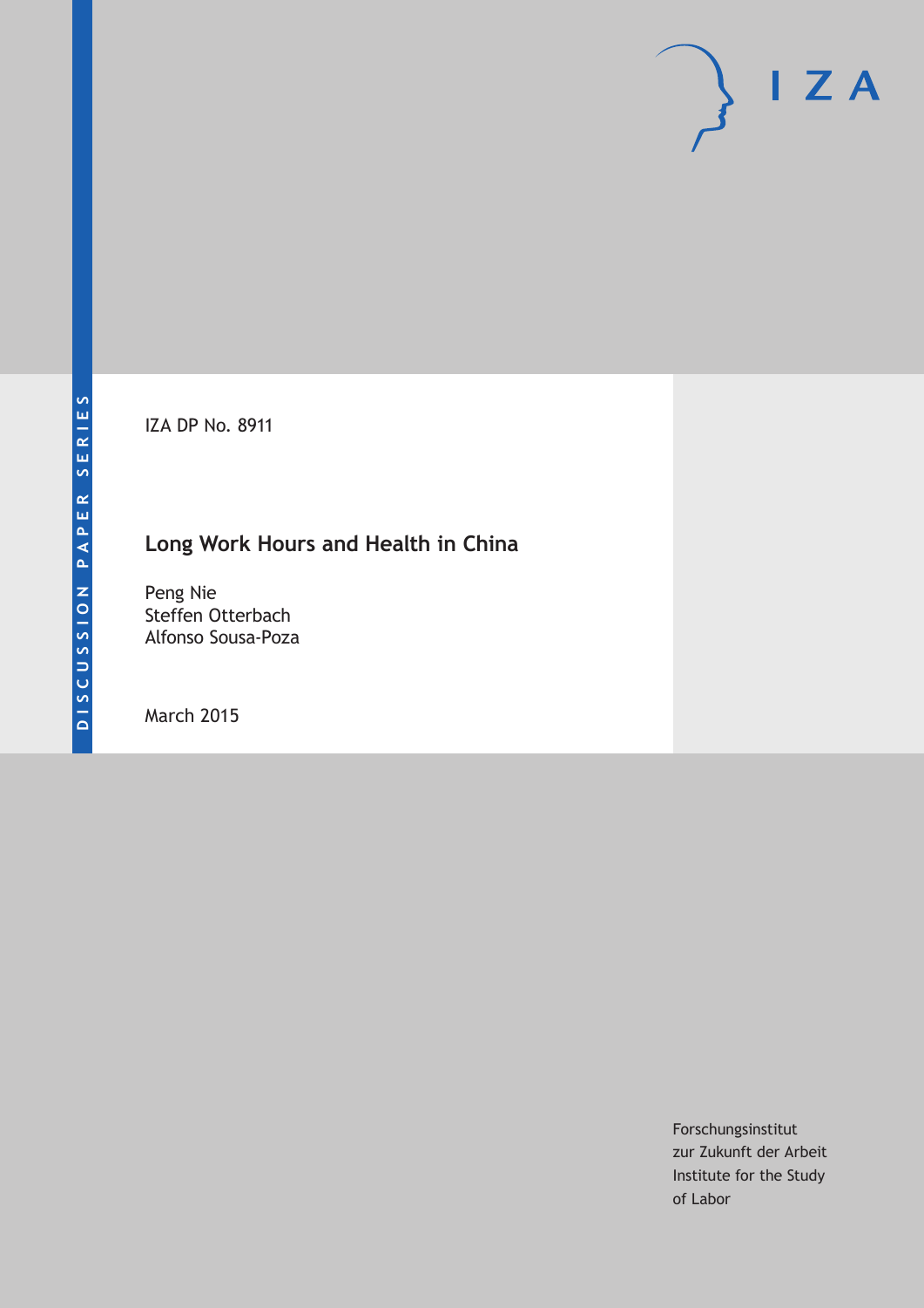DISCUSSION PAPER SERIES

IZA

IZA DP No. 8911

# Long Work Hours and Health in China

Peng Nie
Steffen Otterbach
Alfonso Sousa-Poza

March 2015

Forschungsinstitut
zur Zukunft der Arbeit
Institute for the Study
of Labor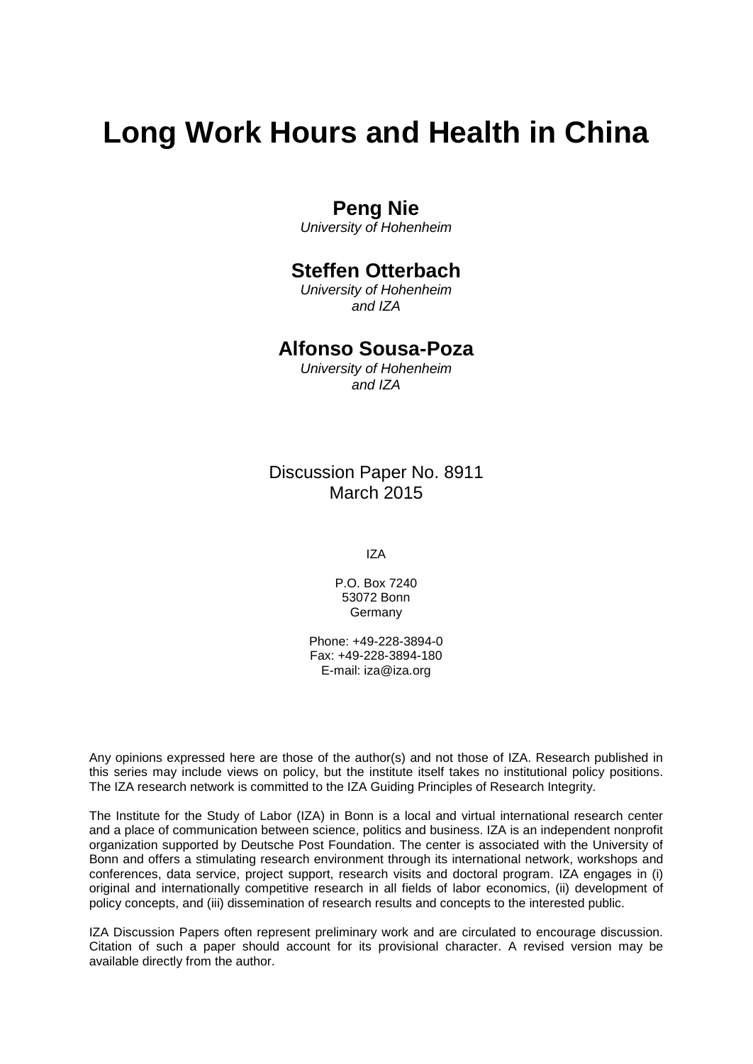# Long Work Hours and Health in China

**Peng Nie**
*University of Hohenheim*

**Steffen Otterbach**
*University of Hohenheim and IZA*

**Alfonso Sousa-Poza**
*University of Hohenheim and IZA*

Discussion Paper No. 8911
March 2015

IZA

P.O. Box 7240
53072 Bonn
Germany

Phone: +49-228-3894-0
Fax: +49-228-3894-180
E-mail: iza@iza.org

Any opinions expressed here are those of the author(s) and not those of IZA. Research published in this series may include views on policy, but the institute itself takes no institutional policy positions. The IZA research network is committed to the IZA Guiding Principles of Research Integrity.

The Institute for the Study of Labor (IZA) in Bonn is a local and virtual international research center and a place of communication between science, politics and business. IZA is an independent nonprofit organization supported by Deutsche Post Foundation. The center is associated with the University of Bonn and offers a stimulating research environment through its international network, workshops and conferences, data service, project support, research visits and doctoral program. IZA engages in (i) original and internationally competitive research in all fields of labor economics, (ii) development of policy concepts, and (iii) dissemination of research results and concepts to the interested public.

IZA Discussion Papers often represent preliminary work and are circulated to encourage discussion. Citation of such a paper should account for its provisional character. A revised version may be available directly from the author.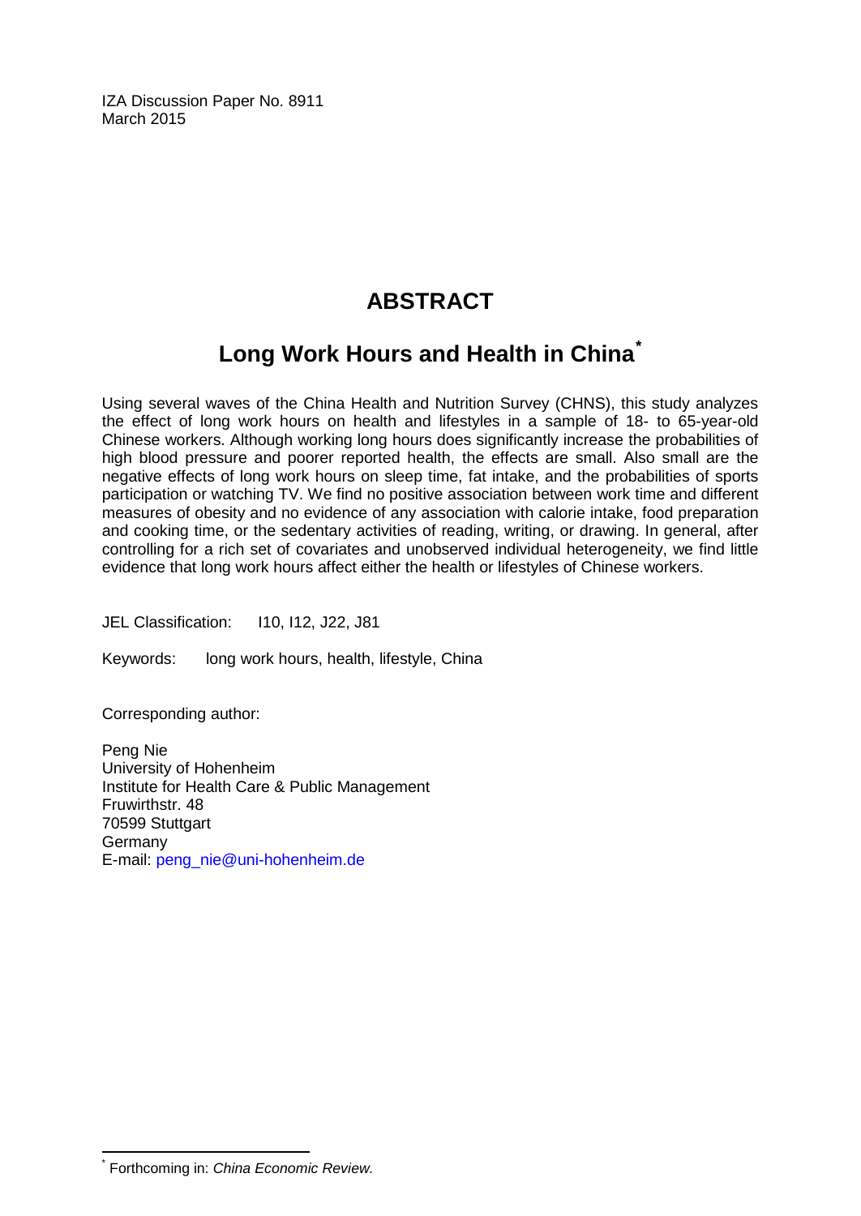IZA Discussion Paper No. 8911
March 2015

# ABSTRACT

## Long Work Hours and Health in China[*]

Using several waves of the China Health and Nutrition Survey (CHNS), this study analyzes the effect of long work hours on health and lifestyles in a sample of 18- to 65-year-old Chinese workers. Although working long hours does significantly increase the probabilities of high blood pressure and poorer reported health, the effects are small. Also small are the negative effects of long work hours on sleep time, fat intake, and the probabilities of sports participation or watching TV. We find no positive association between work time and different measures of obesity and no evidence of any association with calorie intake, food preparation and cooking time, or the sedentary activities of reading, writing, or drawing. In general, after controlling for a rich set of covariates and unobserved individual heterogeneity, we find little evidence that long work hours affect either the health or lifestyles of Chinese workers.

JEL Classification: I10, I12, J22, J81

Keywords: long work hours, health, lifestyle, China

Corresponding author:

Peng Nie
University of Hohenheim
Institute for Health Care & Public Management
Fruwirthstr. 48
70599 Stuttgart
Germany
E-mail: peng_nie@uni-hohenheim.de

[*] Forthcoming in: *China Economic Review*.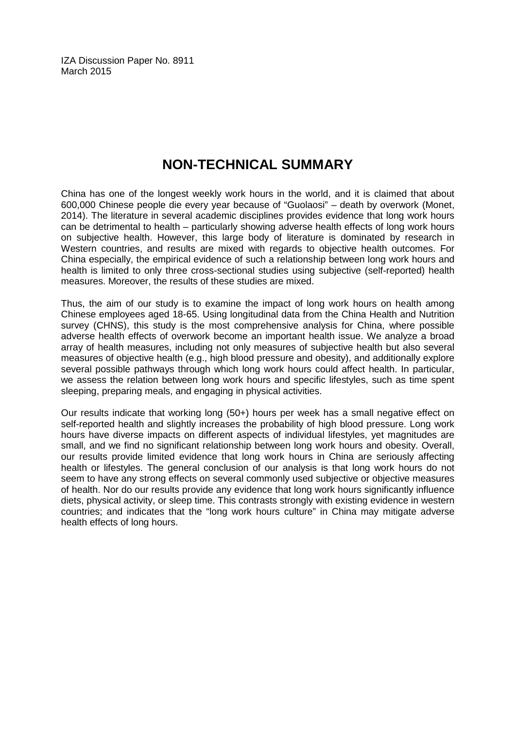IZA Discussion Paper No. 8911
March 2015

# NON-TECHNICAL SUMMARY

China has one of the longest weekly work hours in the world, and it is claimed that about 600,000 Chinese people die every year because of “Guolaosi” – death by overwork (Monet, 2014). The literature in several academic disciplines provides evidence that long work hours can be detrimental to health – particularly showing adverse health effects of long work hours on subjective health. However, this large body of literature is dominated by research in Western countries, and results are mixed with regards to objective health outcomes. For China especially, the empirical evidence of such a relationship between long work hours and health is limited to only three cross-sectional studies using subjective (self-reported) health measures. Moreover, the results of these studies are mixed.

Thus, the aim of our study is to examine the impact of long work hours on health among Chinese employees aged 18-65. Using longitudinal data from the China Health and Nutrition survey (CHNS), this study is the most comprehensive analysis for China, where possible adverse health effects of overwork become an important health issue. We analyze a broad array of health measures, including not only measures of subjective health but also several measures of objective health (e.g., high blood pressure and obesity), and additionally explore several possible pathways through which long work hours could affect health. In particular, we assess the relation between long work hours and specific lifestyles, such as time spent sleeping, preparing meals, and engaging in physical activities.

Our results indicate that working long (50+) hours per week has a small negative effect on self-reported health and slightly increases the probability of high blood pressure. Long work hours have diverse impacts on different aspects of individual lifestyles, yet magnitudes are small, and we find no significant relationship between long work hours and obesity. Overall, our results provide limited evidence that long work hours in China are seriously affecting health or lifestyles. The general conclusion of our analysis is that long work hours do not seem to have any strong effects on several commonly used subjective or objective measures of health. Nor do our results provide any evidence that long work hours significantly influence diets, physical activity, or sleep time. This contrasts strongly with existing evidence in western countries; and indicates that the “long work hours culture” in China may mitigate adverse health effects of long hours.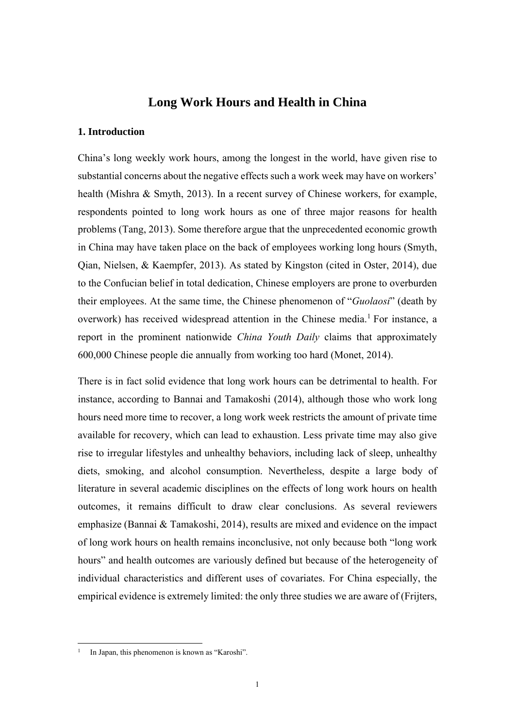# Long Work Hours and Health in China

## 1. Introduction

China's long weekly work hours, among the longest in the world, have given rise to substantial concerns about the negative effects such a work week may have on workers' health (Mishra & Smyth, 2013). In a recent survey of Chinese workers, for example, respondents pointed to long work hours as one of three major reasons for health problems (Tang, 2013). Some therefore argue that the unprecedented economic growth in China may have taken place on the back of employees working long hours (Smyth, Qian, Nielsen, & Kaempfer, 2013). As stated by Kingston (cited in Oster, 2014), due to the Confucian belief in total dedication, Chinese employers are prone to overburden their employees. At the same time, the Chinese phenomenon of "*Guolaosi*" (death by overwork) has received widespread attention in the Chinese media.[1] For instance, a report in the prominent nationwide *China Youth Daily* claims that approximately 600,000 Chinese people die annually from working too hard (Monet, 2014).

There is in fact solid evidence that long work hours can be detrimental to health. For instance, according to Bannai and Tamakoshi (2014), although those who work long hours need more time to recover, a long work week restricts the amount of private time available for recovery, which can lead to exhaustion. Less private time may also give rise to irregular lifestyles and unhealthy behaviors, including lack of sleep, unhealthy diets, smoking, and alcohol consumption. Nevertheless, despite a large body of literature in several academic disciplines on the effects of long work hours on health outcomes, it remains difficult to draw clear conclusions. As several reviewers emphasize (Bannai & Tamakoshi, 2014), results are mixed and evidence on the impact of long work hours on health remains inconclusive, not only because both "long work hours" and health outcomes are variously defined but because of the heterogeneity of individual characteristics and different uses of covariates. For China especially, the empirical evidence is extremely limited: the only three studies we are aware of (Frijters,

[1] In Japan, this phenomenon is known as "Karoshi".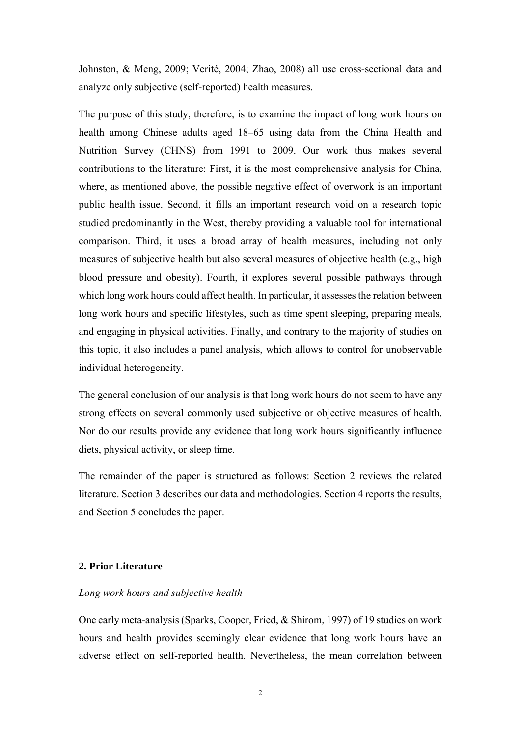Johnston, & Meng, 2009; Verité, 2004; Zhao, 2008) all use cross-sectional data and analyze only subjective (self-reported) health measures.

The purpose of this study, therefore, is to examine the impact of long work hours on health among Chinese adults aged 18–65 using data from the China Health and Nutrition Survey (CHNS) from 1991 to 2009. Our work thus makes several contributions to the literature: First, it is the most comprehensive analysis for China, where, as mentioned above, the possible negative effect of overwork is an important public health issue. Second, it fills an important research void on a research topic studied predominantly in the West, thereby providing a valuable tool for international comparison. Third, it uses a broad array of health measures, including not only measures of subjective health but also several measures of objective health (e.g., high blood pressure and obesity). Fourth, it explores several possible pathways through which long work hours could affect health. In particular, it assesses the relation between long work hours and specific lifestyles, such as time spent sleeping, preparing meals, and engaging in physical activities. Finally, and contrary to the majority of studies on this topic, it also includes a panel analysis, which allows to control for unobservable individual heterogeneity.

The general conclusion of our analysis is that long work hours do not seem to have any strong effects on several commonly used subjective or objective measures of health. Nor do our results provide any evidence that long work hours significantly influence diets, physical activity, or sleep time.

The remainder of the paper is structured as follows: Section 2 reviews the related literature. Section 3 describes our data and methodologies. Section 4 reports the results, and Section 5 concludes the paper.

## 2. Prior Literature

*Long work hours and subjective health*

One early meta-analysis (Sparks, Cooper, Fried, & Shirom, 1997) of 19 studies on work hours and health provides seemingly clear evidence that long work hours have an adverse effect on self-reported health. Nevertheless, the mean correlation between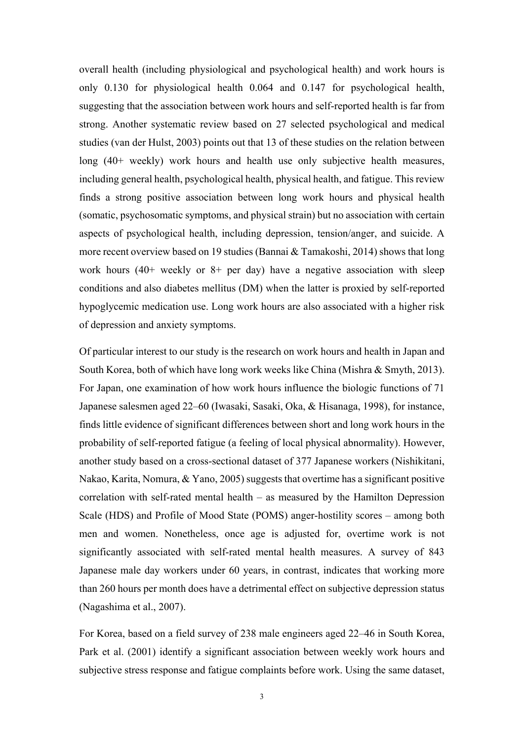overall health (including physiological and psychological health) and work hours is only 0.130 for physiological health 0.064 and 0.147 for psychological health, suggesting that the association between work hours and self-reported health is far from strong. Another systematic review based on 27 selected psychological and medical studies (van der Hulst, 2003) points out that 13 of these studies on the relation between long (40+ weekly) work hours and health use only subjective health measures, including general health, psychological health, physical health, and fatigue. This review finds a strong positive association between long work hours and physical health (somatic, psychosomatic symptoms, and physical strain) but no association with certain aspects of psychological health, including depression, tension/anger, and suicide. A more recent overview based on 19 studies (Bannai & Tamakoshi, 2014) shows that long work hours (40+ weekly or 8+ per day) have a negative association with sleep conditions and also diabetes mellitus (DM) when the latter is proxied by self-reported hypoglycemic medication use. Long work hours are also associated with a higher risk of depression and anxiety symptoms.

Of particular interest to our study is the research on work hours and health in Japan and South Korea, both of which have long work weeks like China (Mishra & Smyth, 2013). For Japan, one examination of how work hours influence the biologic functions of 71 Japanese salesmen aged 22–60 (Iwasaki, Sasaki, Oka, & Hisanaga, 1998), for instance, finds little evidence of significant differences between short and long work hours in the probability of self-reported fatigue (a feeling of local physical abnormality). However, another study based on a cross-sectional dataset of 377 Japanese workers (Nishikitani, Nakao, Karita, Nomura, & Yano, 2005) suggests that overtime has a significant positive correlation with self-rated mental health – as measured by the Hamilton Depression Scale (HDS) and Profile of Mood State (POMS) anger-hostility scores – among both men and women. Nonetheless, once age is adjusted for, overtime work is not significantly associated with self-rated mental health measures. A survey of 843 Japanese male day workers under 60 years, in contrast, indicates that working more than 260 hours per month does have a detrimental effect on subjective depression status (Nagashima et al., 2007).

For Korea, based on a field survey of 238 male engineers aged 22–46 in South Korea, Park et al. (2001) identify a significant association between weekly work hours and subjective stress response and fatigue complaints before work. Using the same dataset,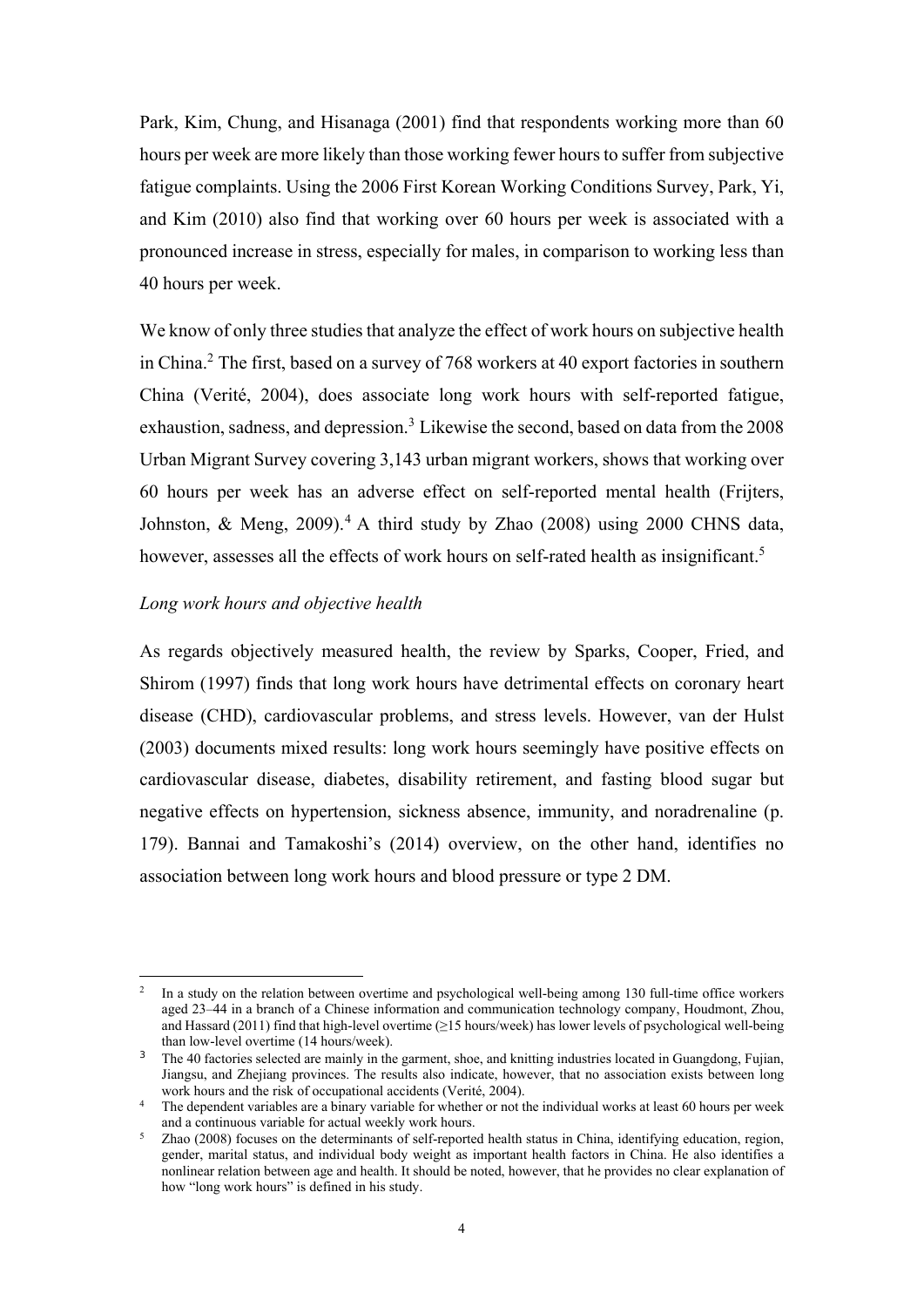Park, Kim, Chung, and Hisanaga (2001) find that respondents working more than 60 hours per week are more likely than those working fewer hours to suffer from subjective fatigue complaints. Using the 2006 First Korean Working Conditions Survey, Park, Yi, and Kim (2010) also find that working over 60 hours per week is associated with a pronounced increase in stress, especially for males, in comparison to working less than 40 hours per week.

We know of only three studies that analyze the effect of work hours on subjective health in China.[2] The first, based on a survey of 768 workers at 40 export factories in southern China (Verité, 2004), does associate long work hours with self-reported fatigue, exhaustion, sadness, and depression.[3] Likewise the second, based on data from the 2008 Urban Migrant Survey covering 3,143 urban migrant workers, shows that working over 60 hours per week has an adverse effect on self-reported mental health (Frijters, Johnston, & Meng, 2009).[4] A third study by Zhao (2008) using 2000 CHNS data, however, assesses all the effects of work hours on self-rated health as insignificant.[5]

*Long work hours and objective health*

As regards objectively measured health, the review by Sparks, Cooper, Fried, and Shirom (1997) finds that long work hours have detrimental effects on coronary heart disease (CHD), cardiovascular problems, and stress levels. However, van der Hulst (2003) documents mixed results: long work hours seemingly have positive effects on cardiovascular disease, diabetes, disability retirement, and fasting blood sugar but negative effects on hypertension, sickness absence, immunity, and noradrenaline (p. 179). Bannai and Tamakoshi's (2014) overview, on the other hand, identifies no association between long work hours and blood pressure or type 2 DM.

---

[2] In a study on the relation between overtime and psychological well-being among 130 full-time office workers aged 23–44 in a branch of a Chinese information and communication technology company, Houdmont, Zhou, and Hassard (2011) find that high-level overtime (≥15 hours/week) has lower levels of psychological well-being than low-level overtime (14 hours/week).

[3] The 40 factories selected are mainly in the garment, shoe, and knitting industries located in Guangdong, Fujian, Jiangsu, and Zhejiang provinces. The results also indicate, however, that no association exists between long work hours and the risk of occupational accidents (Verité, 2004).

[4] The dependent variables are a binary variable for whether or not the individual works at least 60 hours per week and a continuous variable for actual weekly work hours.

[5] Zhao (2008) focuses on the determinants of self-reported health status in China, identifying education, region, gender, marital status, and individual body weight as important health factors in China. He also identifies a nonlinear relation between age and health. It should be noted, however, that he provides no clear explanation of how "long work hours" is defined in his study.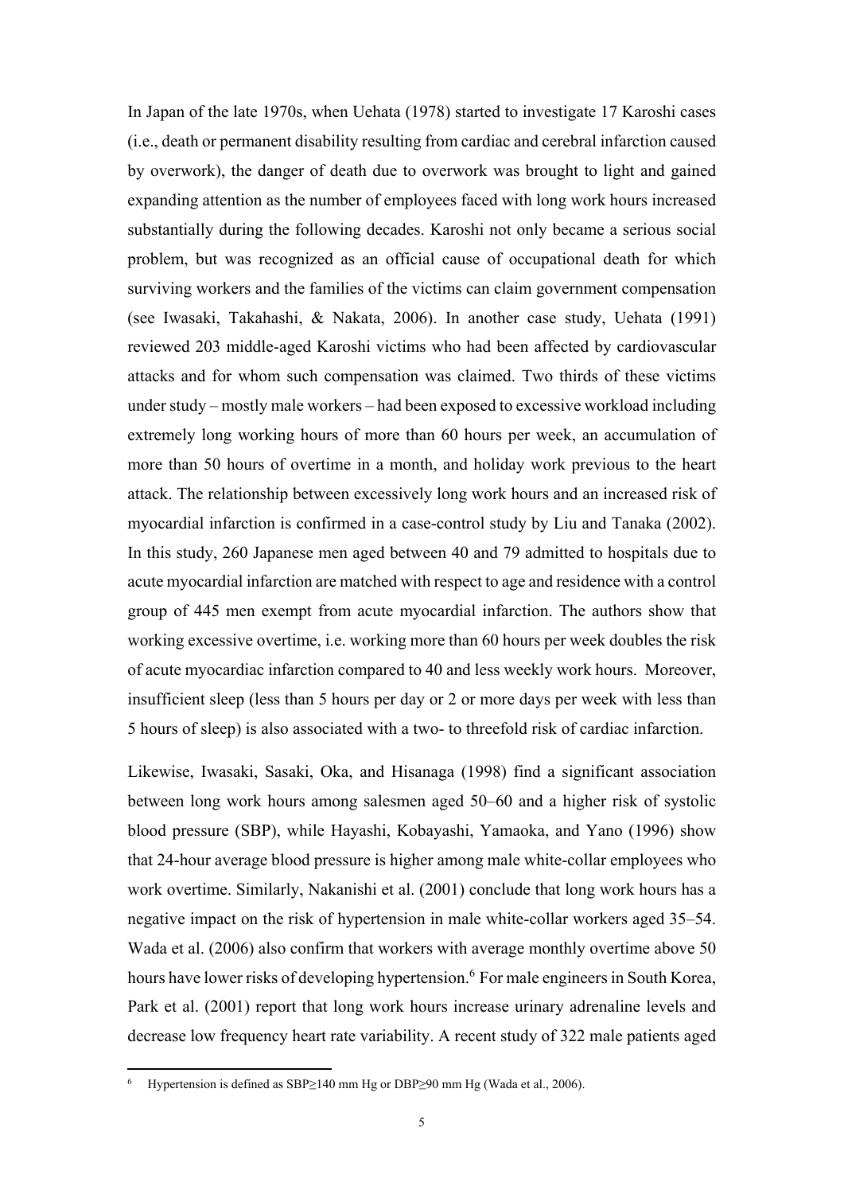In Japan of the late 1970s, when Uehata (1978) started to investigate 17 Karoshi cases (i.e., death or permanent disability resulting from cardiac and cerebral infarction caused by overwork), the danger of death due to overwork was brought to light and gained expanding attention as the number of employees faced with long work hours increased substantially during the following decades. Karoshi not only became a serious social problem, but was recognized as an official cause of occupational death for which surviving workers and the families of the victims can claim government compensation (see Iwasaki, Takahashi, & Nakata, 2006). In another case study, Uehata (1991) reviewed 203 middle-aged Karoshi victims who had been affected by cardiovascular attacks and for whom such compensation was claimed. Two thirds of these victims under study – mostly male workers – had been exposed to excessive workload including extremely long working hours of more than 60 hours per week, an accumulation of more than 50 hours of overtime in a month, and holiday work previous to the heart attack. The relationship between excessively long work hours and an increased risk of myocardial infarction is confirmed in a case-control study by Liu and Tanaka (2002). In this study, 260 Japanese men aged between 40 and 79 admitted to hospitals due to acute myocardial infarction are matched with respect to age and residence with a control group of 445 men exempt from acute myocardial infarction. The authors show that working excessive overtime, i.e. working more than 60 hours per week doubles the risk of acute myocardiac infarction compared to 40 and less weekly work hours. Moreover, insufficient sleep (less than 5 hours per day or 2 or more days per week with less than 5 hours of sleep) is also associated with a two- to threefold risk of cardiac infarction.

Likewise, Iwasaki, Sasaki, Oka, and Hisanaga (1998) find a significant association between long work hours among salesmen aged 50–60 and a higher risk of systolic blood pressure (SBP), while Hayashi, Kobayashi, Yamaoka, and Yano (1996) show that 24-hour average blood pressure is higher among male white-collar employees who work overtime. Similarly, Nakanishi et al. (2001) conclude that long work hours has a negative impact on the risk of hypertension in male white-collar workers aged 35–54. Wada et al. (2006) also confirm that workers with average monthly overtime above 50 hours have lower risks of developing hypertension.[6] For male engineers in South Korea, Park et al. (2001) report that long work hours increase urinary adrenaline levels and decrease low frequency heart rate variability. A recent study of 322 male patients aged

[6] Hypertension is defined as SBP≥140 mm Hg or DBP≥90 mm Hg (Wada et al., 2006).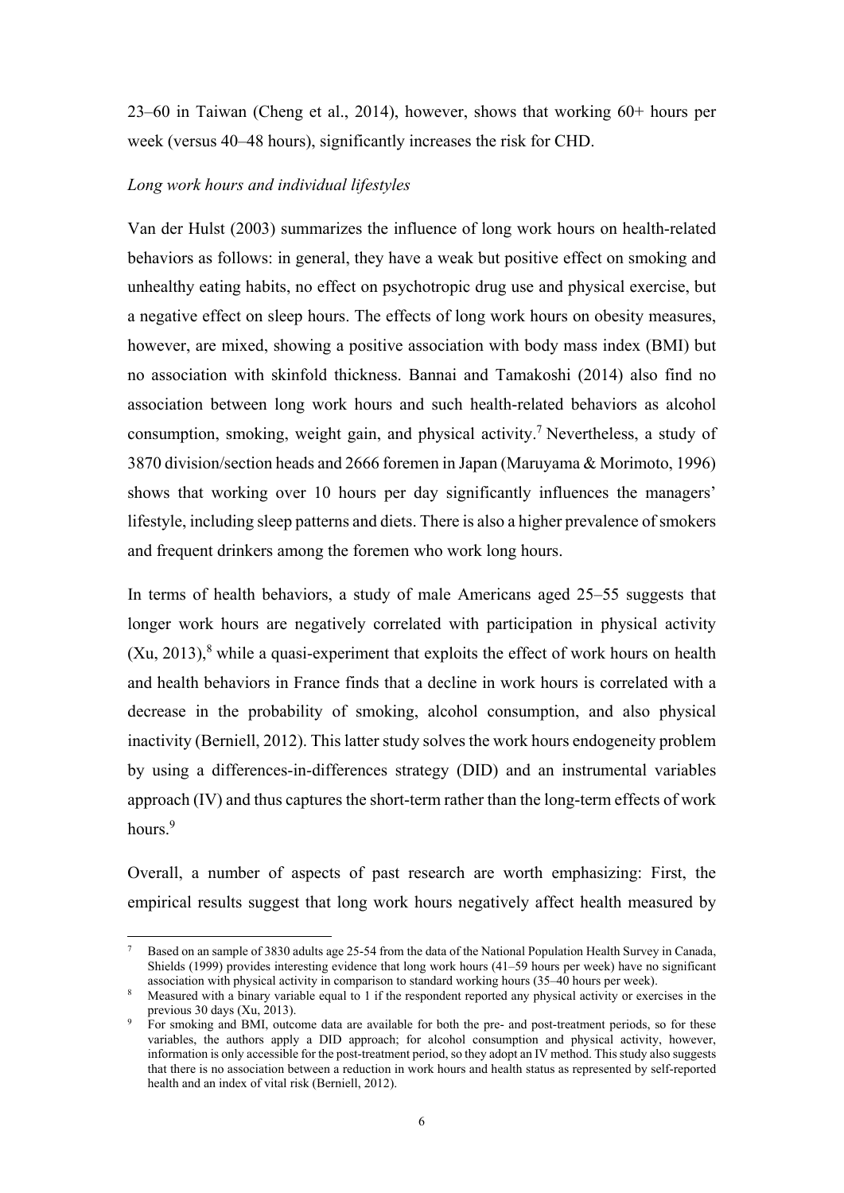23–60 in Taiwan (Cheng et al., 2014), however, shows that working 60+ hours per week (versus 40–48 hours), significantly increases the risk for CHD.

*Long work hours and individual lifestyles*

Van der Hulst (2003) summarizes the influence of long work hours on health-related behaviors as follows: in general, they have a weak but positive effect on smoking and unhealthy eating habits, no effect on psychotropic drug use and physical exercise, but a negative effect on sleep hours. The effects of long work hours on obesity measures, however, are mixed, showing a positive association with body mass index (BMI) but no association with skinfold thickness. Bannai and Tamakoshi (2014) also find no association between long work hours and such health-related behaviors as alcohol consumption, smoking, weight gain, and physical activity.[7] Nevertheless, a study of 3870 division/section heads and 2666 foremen in Japan (Maruyama & Morimoto, 1996) shows that working over 10 hours per day significantly influences the managers' lifestyle, including sleep patterns and diets. There is also a higher prevalence of smokers and frequent drinkers among the foremen who work long hours.

In terms of health behaviors, a study of male Americans aged 25–55 suggests that longer work hours are negatively correlated with participation in physical activity (Xu, 2013),[8] while a quasi-experiment that exploits the effect of work hours on health and health behaviors in France finds that a decline in work hours is correlated with a decrease in the probability of smoking, alcohol consumption, and also physical inactivity (Berniell, 2012). This latter study solves the work hours endogeneity problem by using a differences-in-differences strategy (DID) and an instrumental variables approach (IV) and thus captures the short-term rather than the long-term effects of work hours.[9]

Overall, a number of aspects of past research are worth emphasizing: First, the empirical results suggest that long work hours negatively affect health measured by

---

[7] Based on an sample of 3830 adults age 25-54 from the data of the National Population Health Survey in Canada, Shields (1999) provides interesting evidence that long work hours (41–59 hours per week) have no significant association with physical activity in comparison to standard working hours (35–40 hours per week).

[8] Measured with a binary variable equal to 1 if the respondent reported any physical activity or exercises in the previous 30 days (Xu, 2013).

[9] For smoking and BMI, outcome data are available for both the pre- and post-treatment periods, so for these variables, the authors apply a DID approach; for alcohol consumption and physical activity, however, information is only accessible for the post-treatment period, so they adopt an IV method. This study also suggests that there is no association between a reduction in work hours and health status as represented by self-reported health and an index of vital risk (Berniell, 2012).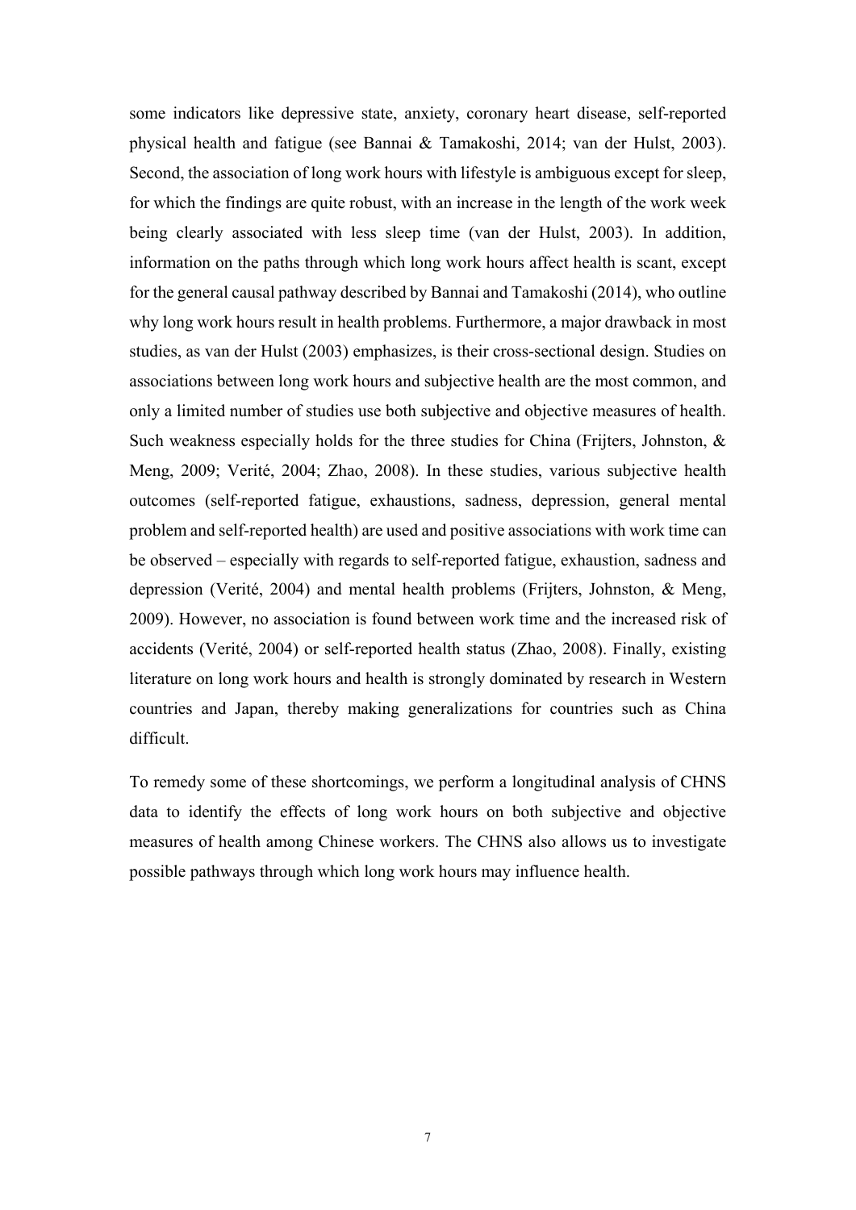some indicators like depressive state, anxiety, coronary heart disease, self-reported physical health and fatigue (see Bannai & Tamakoshi, 2014; van der Hulst, 2003). Second, the association of long work hours with lifestyle is ambiguous except for sleep, for which the findings are quite robust, with an increase in the length of the work week being clearly associated with less sleep time (van der Hulst, 2003). In addition, information on the paths through which long work hours affect health is scant, except for the general causal pathway described by Bannai and Tamakoshi (2014), who outline why long work hours result in health problems. Furthermore, a major drawback in most studies, as van der Hulst (2003) emphasizes, is their cross-sectional design. Studies on associations between long work hours and subjective health are the most common, and only a limited number of studies use both subjective and objective measures of health. Such weakness especially holds for the three studies for China (Frijters, Johnston, & Meng, 2009; Verité, 2004; Zhao, 2008). In these studies, various subjective health outcomes (self-reported fatigue, exhaustions, sadness, depression, general mental problem and self-reported health) are used and positive associations with work time can be observed – especially with regards to self-reported fatigue, exhaustion, sadness and depression (Verité, 2004) and mental health problems (Frijters, Johnston, & Meng, 2009). However, no association is found between work time and the increased risk of accidents (Verité, 2004) or self-reported health status (Zhao, 2008). Finally, existing literature on long work hours and health is strongly dominated by research in Western countries and Japan, thereby making generalizations for countries such as China difficult.

To remedy some of these shortcomings, we perform a longitudinal analysis of CHNS data to identify the effects of long work hours on both subjective and objective measures of health among Chinese workers. The CHNS also allows us to investigate possible pathways through which long work hours may influence health.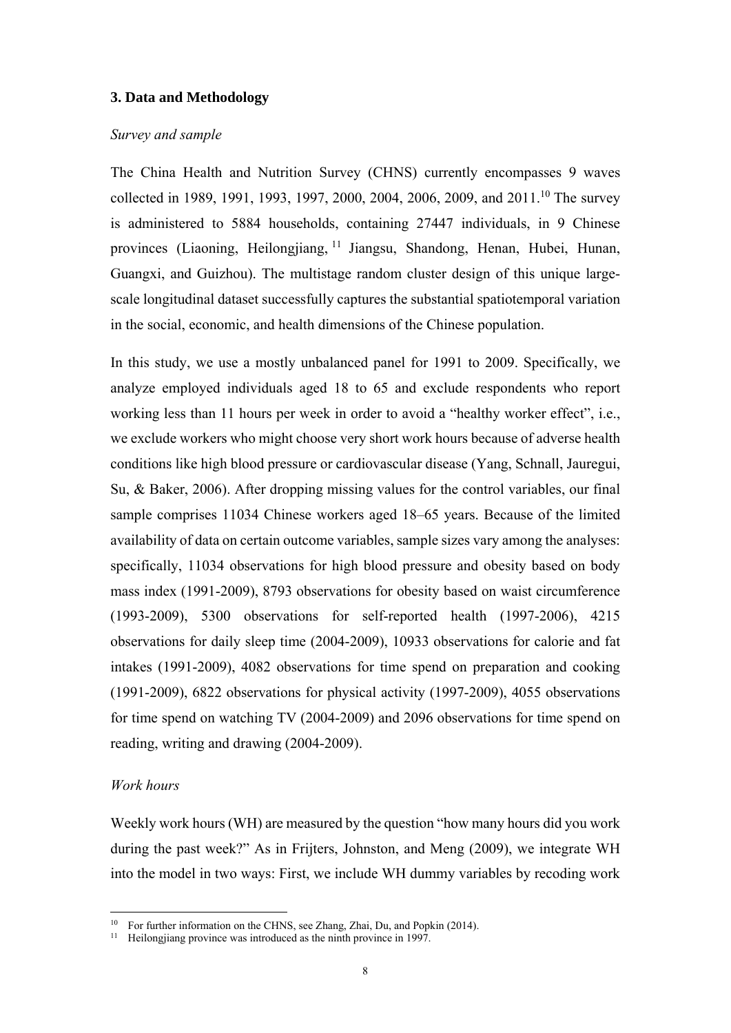## 3. Data and Methodology

*Survey and sample*

The China Health and Nutrition Survey (CHNS) currently encompasses 9 waves collected in 1989, 1991, 1993, 1997, 2000, 2004, 2006, 2009, and 2011.[10] The survey is administered to 5884 households, containing 27447 individuals, in 9 Chinese provinces (Liaoning, Heilongjiang,[11] Jiangsu, Shandong, Henan, Hubei, Hunan, Guangxi, and Guizhou). The multistage random cluster design of this unique large-scale longitudinal dataset successfully captures the substantial spatiotemporal variation in the social, economic, and health dimensions of the Chinese population.

In this study, we use a mostly unbalanced panel for 1991 to 2009. Specifically, we analyze employed individuals aged 18 to 65 and exclude respondents who report working less than 11 hours per week in order to avoid a "healthy worker effect", i.e., we exclude workers who might choose very short work hours because of adverse health conditions like high blood pressure or cardiovascular disease (Yang, Schnall, Jauregui, Su, & Baker, 2006). After dropping missing values for the control variables, our final sample comprises 11034 Chinese workers aged 18–65 years. Because of the limited availability of data on certain outcome variables, sample sizes vary among the analyses: specifically, 11034 observations for high blood pressure and obesity based on body mass index (1991-2009), 8793 observations for obesity based on waist circumference (1993-2009), 5300 observations for self-reported health (1997-2006), 4215 observations for daily sleep time (2004-2009), 10933 observations for calorie and fat intakes (1991-2009), 4082 observations for time spend on preparation and cooking (1991-2009), 6822 observations for physical activity (1997-2009), 4055 observations for time spend on watching TV (2004-2009) and 2096 observations for time spend on reading, writing and drawing (2004-2009).

*Work hours*

Weekly work hours (WH) are measured by the question "how many hours did you work during the past week?" As in Frijters, Johnston, and Meng (2009), we integrate WH into the model in two ways: First, we include WH dummy variables by recoding work

---

[10] For further information on the CHNS, see Zhang, Zhai, Du, and Popkin (2014).

[11] Heilongjiang province was introduced as the ninth province in 1997.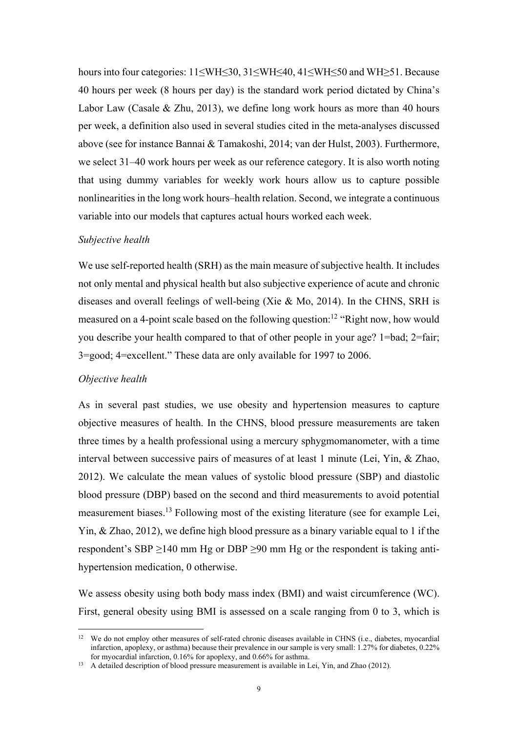hours into four categories: $11 \leq WH \leq 30$, $31 \leq WH \leq 40$, $41 \leq WH \leq 50$ and $WH \geq 51$. Because 40 hours per week (8 hours per day) is the standard work period dictated by China's Labor Law (Casale & Zhu, 2013), we define long work hours as more than 40 hours per week, a definition also used in several studies cited in the meta-analyses discussed above (see for instance Bannai & Tamakoshi, 2014; van der Hulst, 2003). Furthermore, we select 31–40 work hours per week as our reference category. It is also worth noting that using dummy variables for weekly work hours allow us to capture possible nonlinearities in the long work hours–health relation. Second, we integrate a continuous variable into our models that captures actual hours worked each week.

*Subjective health*

We use self-reported health (SRH) as the main measure of subjective health. It includes not only mental and physical health but also subjective experience of acute and chronic diseases and overall feelings of well-being (Xie & Mo, 2014). In the CHNS, SRH is measured on a 4-point scale based on the following question:[12] "Right now, how would you describe your health compared to that of other people in your age? 1=bad; 2=fair; 3=good; 4=excellent." These data are only available for 1997 to 2006.

*Objective health*

As in several past studies, we use obesity and hypertension measures to capture objective measures of health. In the CHNS, blood pressure measurements are taken three times by a health professional using a mercury sphygmomanometer, with a time interval between successive pairs of measures of at least 1 minute (Lei, Yin, & Zhao, 2012). We calculate the mean values of systolic blood pressure (SBP) and diastolic blood pressure (DBP) based on the second and third measurements to avoid potential measurement biases.[13] Following most of the existing literature (see for example Lei, Yin, & Zhao, 2012), we define high blood pressure as a binary variable equal to 1 if the respondent's SBP $\geq$140 mm Hg or DBP $\geq$90 mm Hg or the respondent is taking anti-hypertension medication, 0 otherwise.

We assess obesity using both body mass index (BMI) and waist circumference (WC). First, general obesity using BMI is assessed on a scale ranging from 0 to 3, which is

[12] We do not employ other measures of self-rated chronic diseases available in CHNS (i.e., diabetes, myocardial infarction, apoplexy, or asthma) because their prevalence in our sample is very small: 1.27% for diabetes, 0.22% for myocardial infarction, 0.16% for apoplexy, and 0.66% for asthma.

[13] A detailed description of blood pressure measurement is available in Lei, Yin, and Zhao (2012).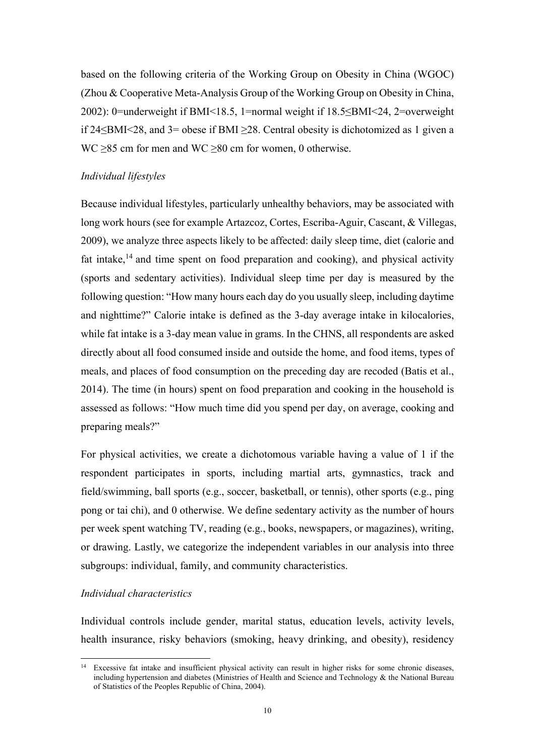based on the following criteria of the Working Group on Obesity in China (WGOC) (Zhou & Cooperative Meta-Analysis Group of the Working Group on Obesity in China, 2002): 0=underweight if BMI<18.5, 1=normal weight if 18.5≤BMI<24, 2=overweight if 24≤BMI<28, and 3= obese if BMI ≥28. Central obesity is dichotomized as 1 given a WC ≥85 cm for men and WC ≥80 cm for women, 0 otherwise.

*Individual lifestyles*

Because individual lifestyles, particularly unhealthy behaviors, may be associated with long work hours (see for example Artazcoz, Cortes, Escriba-Aguir, Cascant, & Villegas, 2009), we analyze three aspects likely to be affected: daily sleep time, diet (calorie and fat intake,[14] and time spent on food preparation and cooking), and physical activity (sports and sedentary activities). Individual sleep time per day is measured by the following question: "How many hours each day do you usually sleep, including daytime and nighttime?" Calorie intake is defined as the 3-day average intake in kilocalories, while fat intake is a 3-day mean value in grams. In the CHNS, all respondents are asked directly about all food consumed inside and outside the home, and food items, types of meals, and places of food consumption on the preceding day are recoded (Batis et al., 2014). The time (in hours) spent on food preparation and cooking in the household is assessed as follows: "How much time did you spend per day, on average, cooking and preparing meals?"

For physical activities, we create a dichotomous variable having a value of 1 if the respondent participates in sports, including martial arts, gymnastics, track and field/swimming, ball sports (e.g., soccer, basketball, or tennis), other sports (e.g., ping pong or tai chi), and 0 otherwise. We define sedentary activity as the number of hours per week spent watching TV, reading (e.g., books, newspapers, or magazines), writing, or drawing. Lastly, we categorize the independent variables in our analysis into three subgroups: individual, family, and community characteristics.

*Individual characteristics*

Individual controls include gender, marital status, education levels, activity levels, health insurance, risky behaviors (smoking, heavy drinking, and obesity), residency

---

[14] Excessive fat intake and insufficient physical activity can result in higher risks for some chronic diseases, including hypertension and diabetes (Ministries of Health and Science and Technology & the National Bureau of Statistics of the Peoples Republic of China, 2004).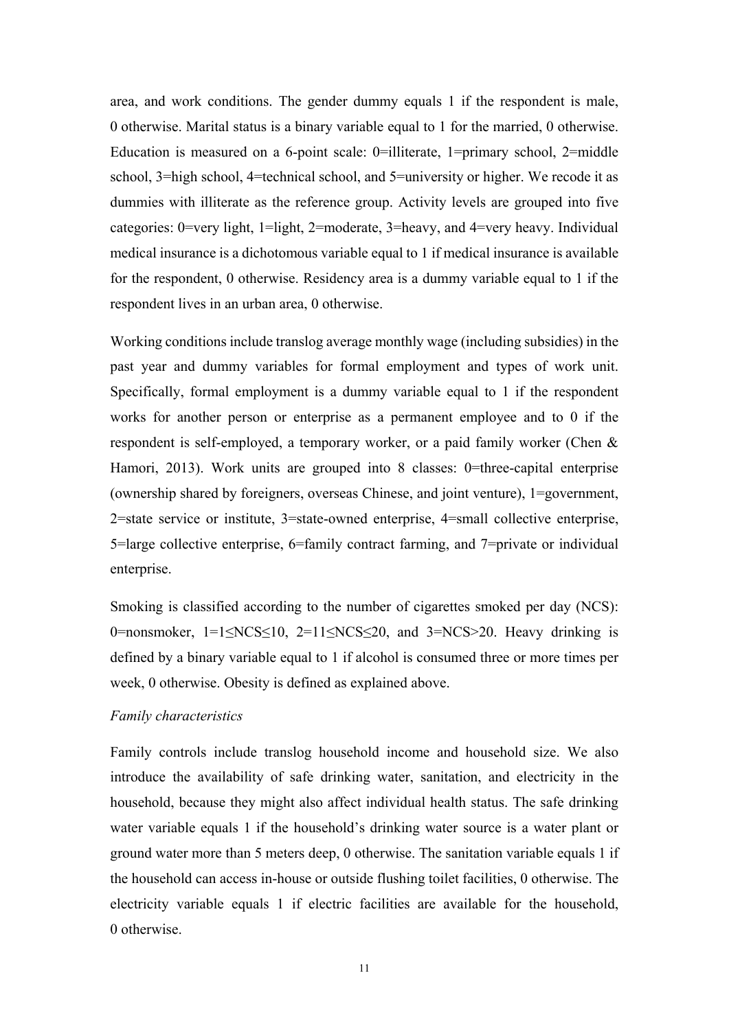area, and work conditions. The gender dummy equals 1 if the respondent is male, 0 otherwise. Marital status is a binary variable equal to 1 for the married, 0 otherwise. Education is measured on a 6-point scale: 0=illiterate, 1=primary school, 2=middle school, 3=high school, 4=technical school, and 5=university or higher. We recode it as dummies with illiterate as the reference group. Activity levels are grouped into five categories: 0=very light, 1=light, 2=moderate, 3=heavy, and 4=very heavy. Individual medical insurance is a dichotomous variable equal to 1 if medical insurance is available for the respondent, 0 otherwise. Residency area is a dummy variable equal to 1 if the respondent lives in an urban area, 0 otherwise.

Working conditions include translog average monthly wage (including subsidies) in the past year and dummy variables for formal employment and types of work unit. Specifically, formal employment is a dummy variable equal to 1 if the respondent works for another person or enterprise as a permanent employee and to 0 if the respondent is self-employed, a temporary worker, or a paid family worker (Chen & Hamori, 2013). Work units are grouped into 8 classes: 0=three-capital enterprise (ownership shared by foreigners, overseas Chinese, and joint venture), 1=government, 2=state service or institute, 3=state-owned enterprise, 4=small collective enterprise, 5=large collective enterprise, 6=family contract farming, and 7=private or individual enterprise.

Smoking is classified according to the number of cigarettes smoked per day (NCS): 0=nonsmoker, 1=1≤NCS≤10, 2=11≤NCS≤20, and 3=NCS>20. Heavy drinking is defined by a binary variable equal to 1 if alcohol is consumed three or more times per week, 0 otherwise. Obesity is defined as explained above.

*Family characteristics*

Family controls include translog household income and household size. We also introduce the availability of safe drinking water, sanitation, and electricity in the household, because they might also affect individual health status. The safe drinking water variable equals 1 if the household's drinking water source is a water plant or ground water more than 5 meters deep, 0 otherwise. The sanitation variable equals 1 if the household can access in-house or outside flushing toilet facilities, 0 otherwise. The electricity variable equals 1 if electric facilities are available for the household, 0 otherwise.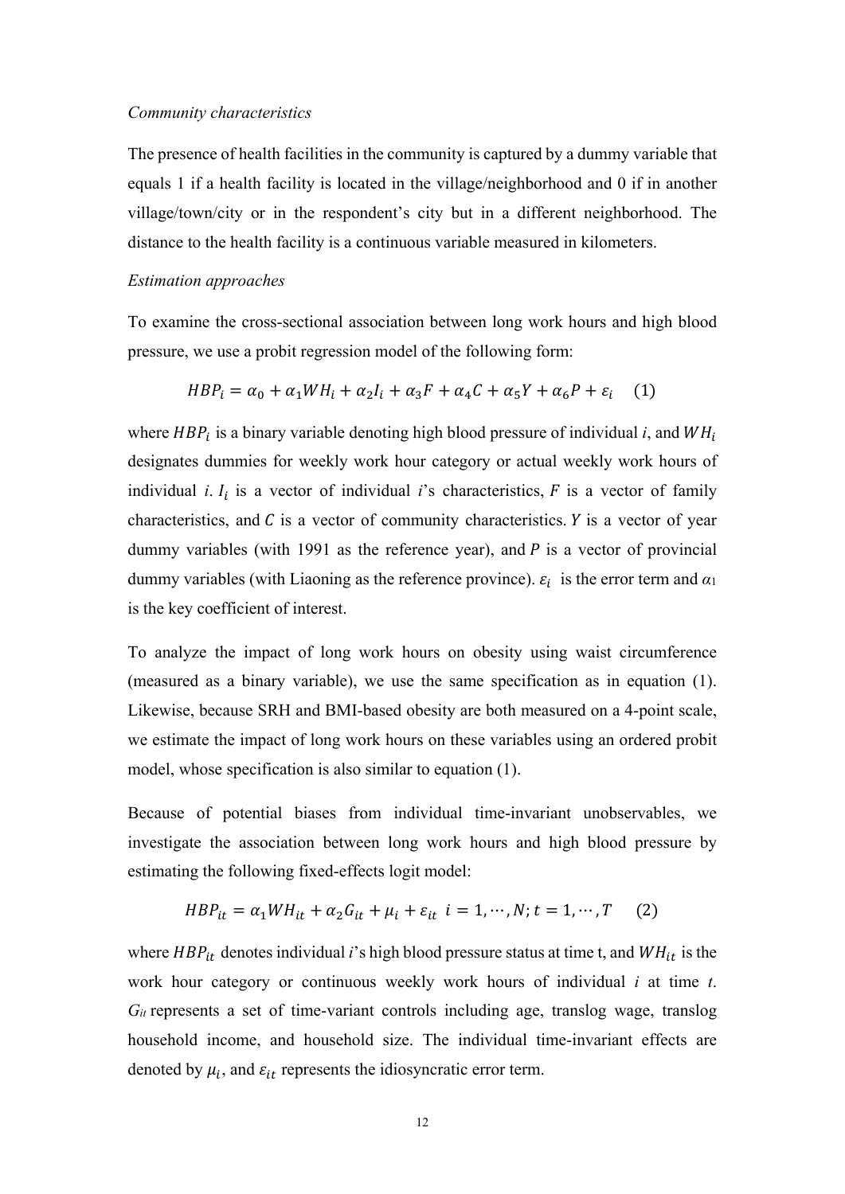*Community characteristics*

The presence of health facilities in the community is captured by a dummy variable that equals 1 if a health facility is located in the village/neighborhood and 0 if in another village/town/city or in the respondent's city but in a different neighborhood. The distance to the health facility is a continuous variable measured in kilometers.

*Estimation approaches*

To examine the cross-sectional association between long work hours and high blood pressure, we use a probit regression model of the following form:

$$HBP_i = \alpha_0 + \alpha_1 WH_i + \alpha_2 I_i + \alpha_3 F + \alpha_4 C + \alpha_5 Y + \alpha_6 P + \varepsilon_i \quad (1)$$

where $HBP_i$ is a binary variable denoting high blood pressure of individual *i*, and $WH_i$ designates dummies for weekly work hour category or actual weekly work hours of individual *i*. $I_i$ is a vector of individual *i*'s characteristics, $F$ is a vector of family characteristics, and $C$ is a vector of community characteristics. $Y$ is a vector of year dummy variables (with 1991 as the reference year), and $P$ is a vector of provincial dummy variables (with Liaoning as the reference province). $\varepsilon_i$ is the error term and $\alpha_1$ is the key coefficient of interest.

To analyze the impact of long work hours on obesity using waist circumference (measured as a binary variable), we use the same specification as in equation (1). Likewise, because SRH and BMI-based obesity are both measured on a 4-point scale, we estimate the impact of long work hours on these variables using an ordered probit model, whose specification is also similar to equation (1).

Because of potential biases from individual time-invariant unobservables, we investigate the association between long work hours and high blood pressure by estimating the following fixed-effects logit model:

$$HBP_{it} = \alpha_1 WH_{it} + \alpha_2 G_{it} + \mu_i + \varepsilon_{it} \quad i = 1, \cdots, N; t = 1, \cdots, T \quad (2)$$

where $HBP_{it}$ denotes individual *i*'s high blood pressure status at time t, and $WH_{it}$ is the work hour category or continuous weekly work hours of individual *i* at time *t*. $G_{it}$ represents a set of time-variant controls including age, translog wage, translog household income, and household size. The individual time-invariant effects are denoted by $\mu_i$, and $\varepsilon_{it}$ represents the idiosyncratic error term.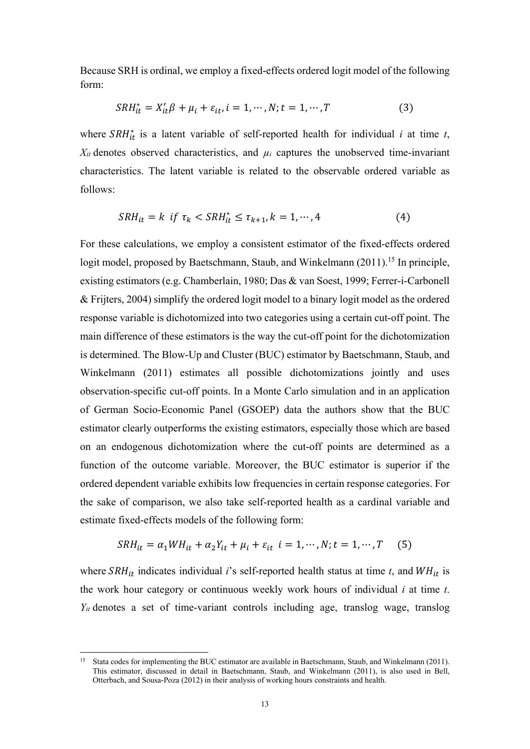Because SRH is ordinal, we employ a fixed-effects ordered logit model of the following form:

$$SRH_{it}^{*} = X_{it}'\beta + \mu_i + \varepsilon_{it}, i = 1, \cdots, N; t = 1, \cdots, T \qquad (3)$$

where $SRH_{it}^{*}$ is a latent variable of self-reported health for individual *i* at time *t*, $X_{it}$ denotes observed characteristics, and $\mu_i$ captures the unobserved time-invariant characteristics. The latent variable is related to the observable ordered variable as follows:

$$SRH_{it} = k \ \ if \ \tau_k < SRH_{it}^{*} \leq \tau_{k+1}, k = 1, \cdots, 4 \qquad (4)$$

For these calculations, we employ a consistent estimator of the fixed-effects ordered logit model, proposed by Baetschmann, Staub, and Winkelmann (2011).[15] In principle, existing estimators (e.g. Chamberlain, 1980; Das & van Soest, 1999; Ferrer-i-Carbonell & Frijters, 2004) simplify the ordered logit model to a binary logit model as the ordered response variable is dichotomized into two categories using a certain cut-off point. The main difference of these estimators is the way the cut-off point for the dichotomization is determined. The Blow-Up and Cluster (BUC) estimator by Baetschmann, Staub, and Winkelmann (2011) estimates all possible dichotomizations jointly and uses observation-specific cut-off points. In a Monte Carlo simulation and in an application of German Socio-Economic Panel (GSOEP) data the authors show that the BUC estimator clearly outperforms the existing estimators, especially those which are based on an endogenous dichotomization where the cut-off points are determined as a function of the outcome variable. Moreover, the BUC estimator is superior if the ordered dependent variable exhibits low frequencies in certain response categories. For the sake of comparison, we also take self-reported health as a cardinal variable and estimate fixed-effects models of the following form:

$$SRH_{it} = \alpha_1 WH_{it} + \alpha_2 Y_{it} + \mu_i + \varepsilon_{it} \ \ i = 1, \cdots, N; t = 1, \cdots, T \qquad (5)$$

where $SRH_{it}$ indicates individual *i*'s self-reported health status at time *t*, and $WH_{it}$ is the work hour category or continuous weekly work hours of individual *i* at time *t*. $Y_{it}$ denotes a set of time-variant controls including age, translog wage, translog

[15] Stata codes for implementing the BUC estimator are available in Baetschmann, Staub, and Winkelmann (2011). This estimator, discussed in detail in Baetschmann, Staub, and Winkelmann (2011), is also used in Bell, Otterbach, and Sousa-Poza (2012) in their analysis of working hours constraints and health.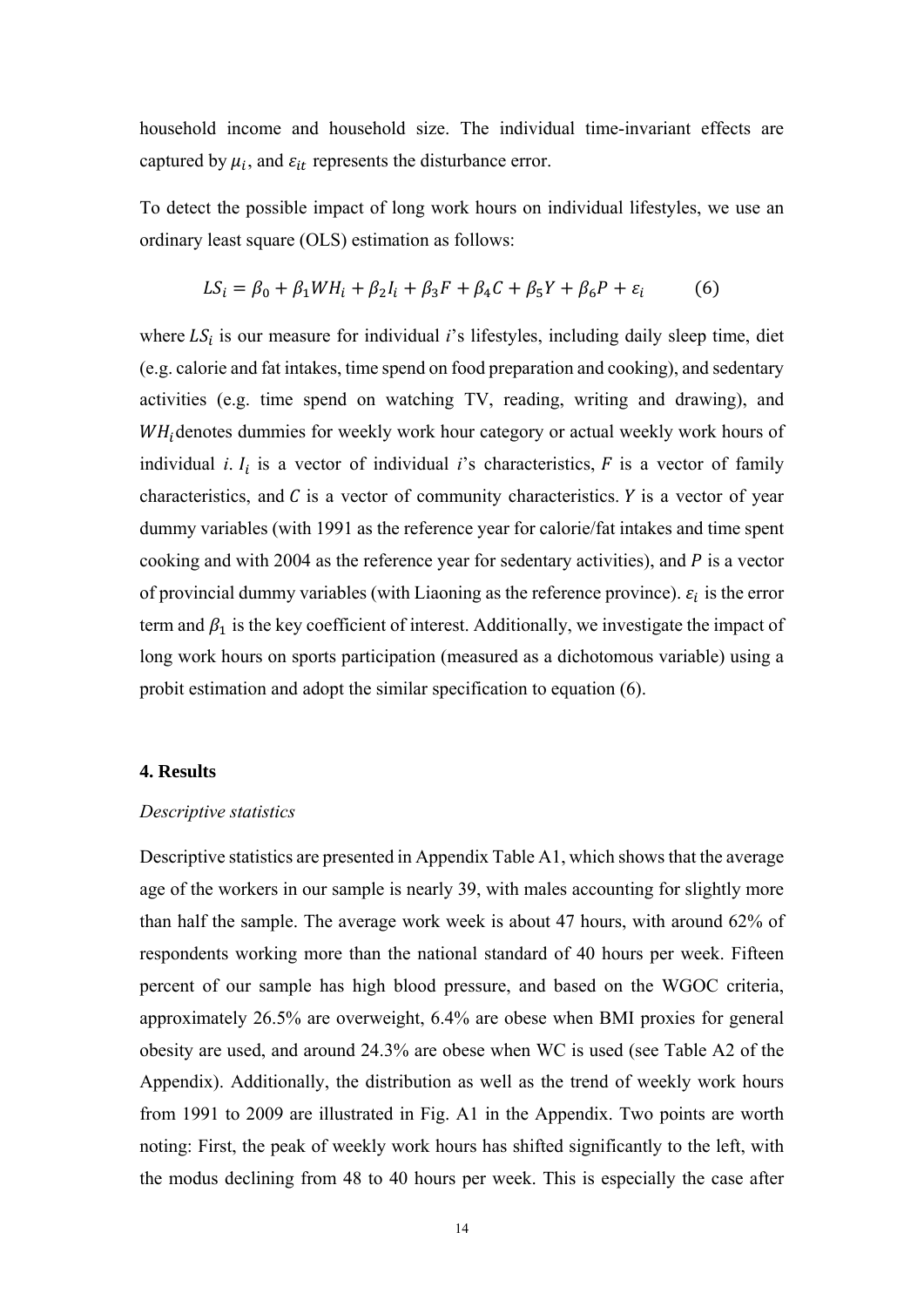household income and household size. The individual time-invariant effects are captured by $\mu_i$, and $\varepsilon_{it}$ represents the disturbance error.

To detect the possible impact of long work hours on individual lifestyles, we use an ordinary least square (OLS) estimation as follows:

$$LS_i = \beta_0 + \beta_1 WH_i + \beta_2 I_i + \beta_3 F + \beta_4 C + \beta_5 Y + \beta_6 P + \varepsilon_i \qquad (6)$$

where $LS_i$ is our measure for individual *i*'s lifestyles, including daily sleep time, diet (e.g. calorie and fat intakes, time spend on food preparation and cooking), and sedentary activities (e.g. time spend on watching TV, reading, writing and drawing), and $WH_i$ denotes dummies for weekly work hour category or actual weekly work hours of individual *i*. $I_i$ is a vector of individual *i*'s characteristics, $F$ is a vector of family characteristics, and $C$ is a vector of community characteristics. $Y$ is a vector of year dummy variables (with 1991 as the reference year for calorie/fat intakes and time spent cooking and with 2004 as the reference year for sedentary activities), and $P$ is a vector of provincial dummy variables (with Liaoning as the reference province). $\varepsilon_i$ is the error term and $\beta_1$ is the key coefficient of interest. Additionally, we investigate the impact of long work hours on sports participation (measured as a dichotomous variable) using a probit estimation and adopt the similar specification to equation (6).

## 4. Results

*Descriptive statistics*

Descriptive statistics are presented in Appendix Table A1, which shows that the average age of the workers in our sample is nearly 39, with males accounting for slightly more than half the sample. The average work week is about 47 hours, with around 62% of respondents working more than the national standard of 40 hours per week. Fifteen percent of our sample has high blood pressure, and based on the WGOC criteria, approximately 26.5% are overweight, 6.4% are obese when BMI proxies for general obesity are used, and around 24.3% are obese when WC is used (see Table A2 of the Appendix). Additionally, the distribution as well as the trend of weekly work hours from 1991 to 2009 are illustrated in Fig. A1 in the Appendix. Two points are worth noting: First, the peak of weekly work hours has shifted significantly to the left, with the modus declining from 48 to 40 hours per week. This is especially the case after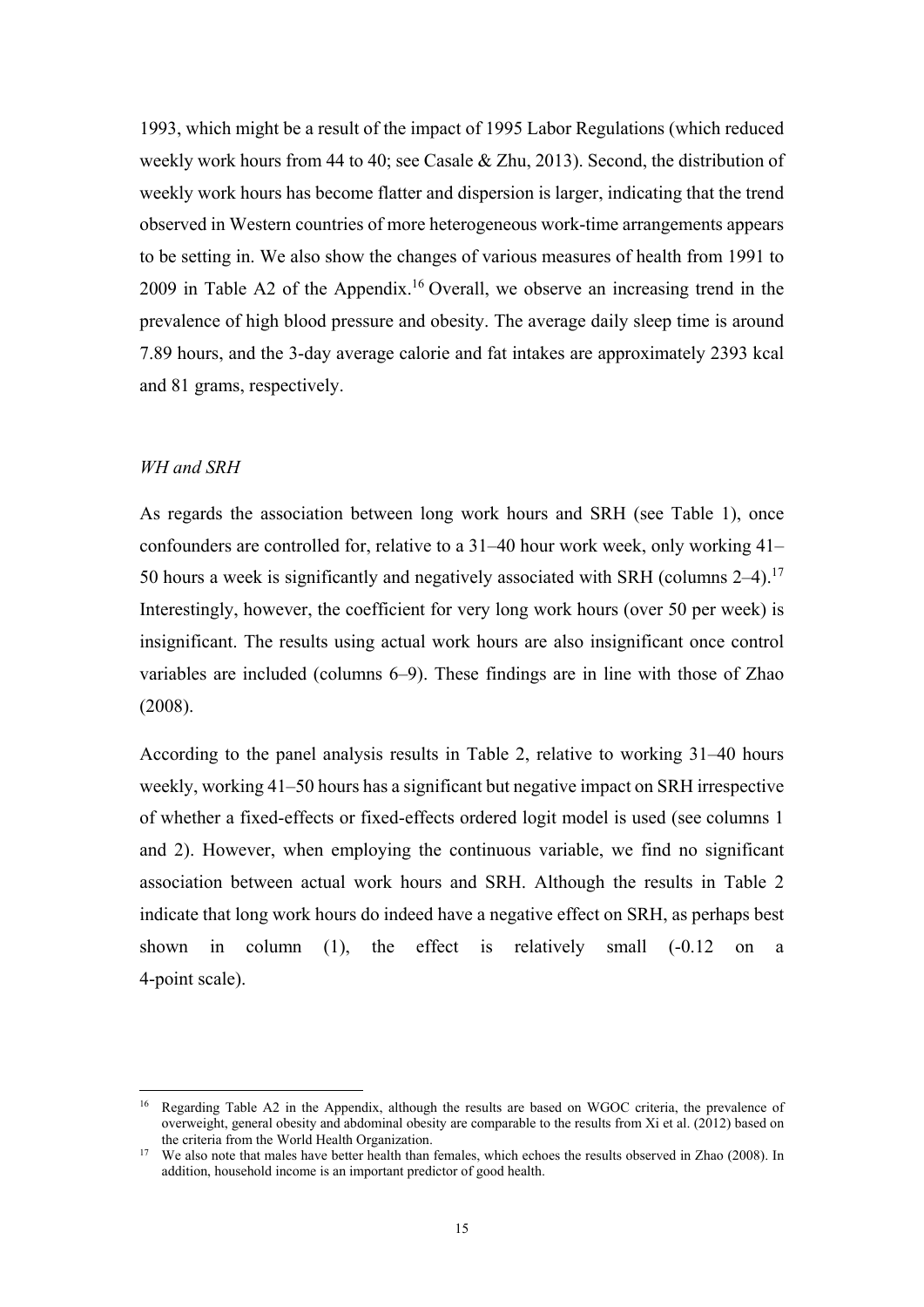1993, which might be a result of the impact of 1995 Labor Regulations (which reduced weekly work hours from 44 to 40; see Casale & Zhu, 2013). Second, the distribution of weekly work hours has become flatter and dispersion is larger, indicating that the trend observed in Western countries of more heterogeneous work-time arrangements appears to be setting in. We also show the changes of various measures of health from 1991 to 2009 in Table A2 of the Appendix.[16] Overall, we observe an increasing trend in the prevalence of high blood pressure and obesity. The average daily sleep time is around 7.89 hours, and the 3-day average calorie and fat intakes are approximately 2393 kcal and 81 grams, respectively.

*WH and SRH*

As regards the association between long work hours and SRH (see Table 1), once confounders are controlled for, relative to a 31–40 hour work week, only working 41–50 hours a week is significantly and negatively associated with SRH (columns 2–4).[17] Interestingly, however, the coefficient for very long work hours (over 50 per week) is insignificant. The results using actual work hours are also insignificant once control variables are included (columns 6–9). These findings are in line with those of Zhao (2008).

According to the panel analysis results in Table 2, relative to working 31–40 hours weekly, working 41–50 hours has a significant but negative impact on SRH irrespective of whether a fixed-effects or fixed-effects ordered logit model is used (see columns 1 and 2). However, when employing the continuous variable, we find no significant association between actual work hours and SRH. Although the results in Table 2 indicate that long work hours do indeed have a negative effect on SRH, as perhaps best shown in column (1), the effect is relatively small (-0.12 on a 4-point scale).

---

[16] Regarding Table A2 in the Appendix, although the results are based on WGOC criteria, the prevalence of overweight, general obesity and abdominal obesity are comparable to the results from Xi et al. (2012) based on the criteria from the World Health Organization.

[17] We also note that males have better health than females, which echoes the results observed in Zhao (2008). In addition, household income is an important predictor of good health.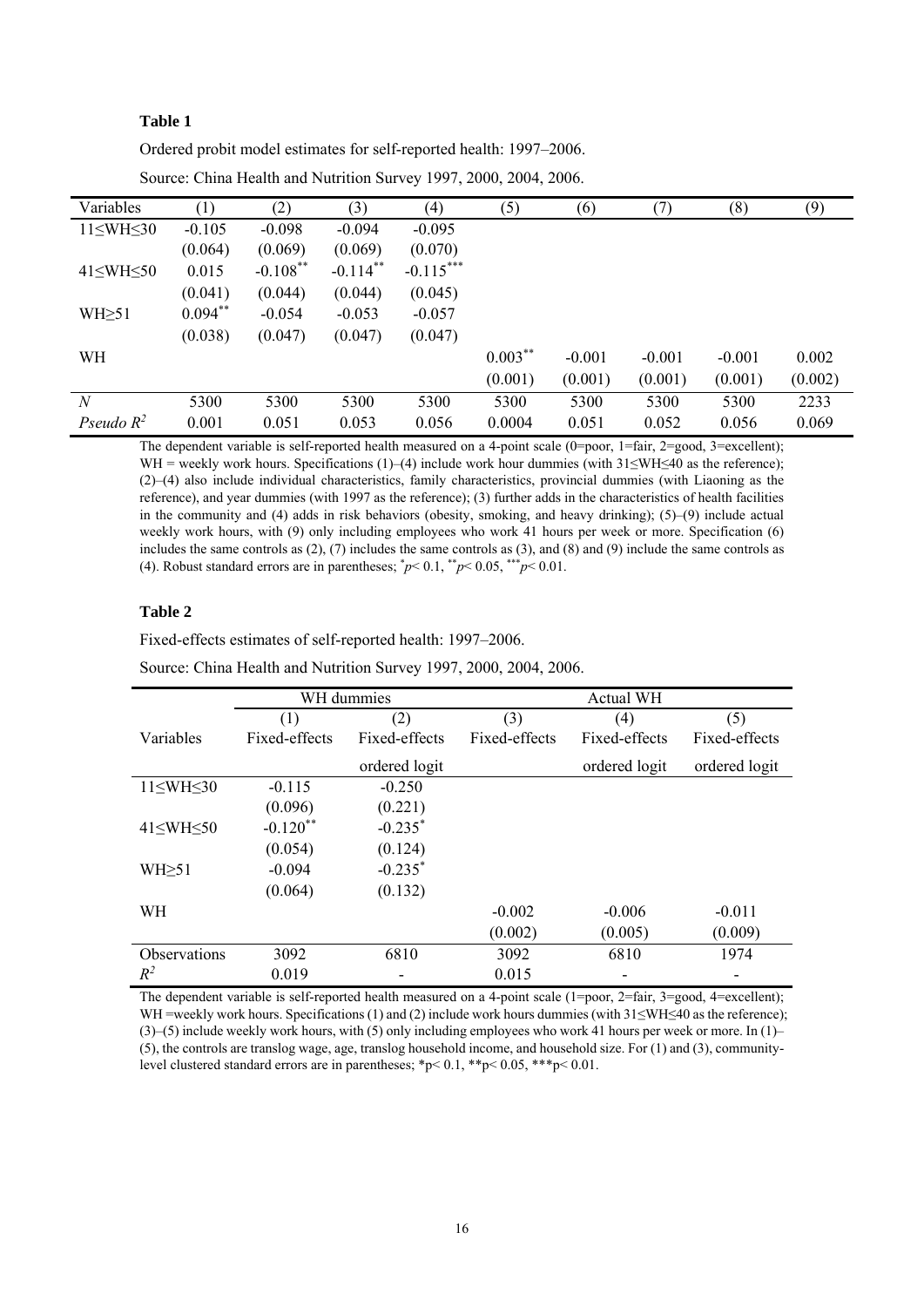**Table 1**

Ordered probit model estimates for self-reported health: 1997–2006.

Source: China Health and Nutrition Survey 1997, 2000, 2004, 2006.

| Variables | (1) | (2) | (3) | (4) | (5) | (6) | (7) | (8) | (9) |
|---|---|---|---|---|---|---|---|---|---|
| 11≤WH≤30 | -0.105 | -0.098 | -0.094 | -0.095 | | | | | |
| | (0.064) | (0.069) | (0.069) | (0.070) | | | | | |
| 41≤WH≤50 | 0.015 | $-0.108^{**}$ | $-0.114^{**}$ | $-0.115^{***}$ | | | | | |
| | (0.041) | (0.044) | (0.044) | (0.045) | | | | | |
| WH≥51 | $0.094^{**}$ | -0.054 | -0.053 | -0.057 | | | | | |
| | (0.038) | (0.047) | (0.047) | (0.047) | | | | | |
| WH | | | | | $0.003^{**}$ | -0.001 | -0.001 | -0.001 | 0.002 |
| | | | | | (0.001) | (0.001) | (0.001) | (0.001) | (0.002) |
| *N* | 5300 | 5300 | 5300 | 5300 | 5300 | 5300 | 5300 | 5300 | 2233 |
| *Pseudo* $R^2$ | 0.001 | 0.051 | 0.053 | 0.056 | 0.0004 | 0.051 | 0.052 | 0.056 | 0.069 |

The dependent variable is self-reported health measured on a 4-point scale (0=poor, 1=fair, 2=good, 3=excellent); WH = weekly work hours. Specifications (1)–(4) include work hour dummies (with 31≤WH≤40 as the reference); (2)–(4) also include individual characteristics, family characteristics, provincial dummies (with Liaoning as the reference), and year dummies (with 1997 as the reference); (3) further adds in the characteristics of health facilities in the community and (4) adds in risk behaviors (obesity, smoking, and heavy drinking); (5)–(9) include actual weekly work hours, with (9) only including employees who work 41 hours per week or more. Specification (6) includes the same controls as (2), (7) includes the same controls as (3), and (8) and (9) include the same controls as (4). Robust standard errors are in parentheses; $^{*}p< 0.1$, $^{**}p< 0.05$, $^{***}p< 0.01$.

**Table 2**

Fixed-effects estimates of self-reported health: 1997–2006.

Source: China Health and Nutrition Survey 1997, 2000, 2004, 2006.

| | WH dummies | | Actual WH | | |
|---|---|---|---|---|---|
| | (1) | (2) | (3) | (4) | (5) |
| Variables | Fixed-effects | Fixed-effects ordered logit | Fixed-effects | Fixed-effects ordered logit | Fixed-effects ordered logit |
| 11≤WH≤30 | -0.115 | -0.250 | | | |
| | (0.096) | (0.221) | | | |
| 41≤WH≤50 | $-0.120^{**}$ | $-0.235^{*}$ | | | |
| | (0.054) | (0.124) | | | |
| WH≥51 | -0.094 | $-0.235^{*}$ | | | |
| | (0.064) | (0.132) | | | |
| WH | | | -0.002 | -0.006 | -0.011 |
| | | | (0.002) | (0.005) | (0.009) |
| Observations | 3092 | 6810 | 3092 | 6810 | 1974 |
| $R^2$ | 0.019 | - | 0.015 | - | - |

The dependent variable is self-reported health measured on a 4-point scale (1=poor, 2=fair, 3=good, 4=excellent); WH =weekly work hours. Specifications (1) and (2) include work hours dummies (with 31≤WH≤40 as the reference); (3)–(5) include weekly work hours, with (5) only including employees who work 41 hours per week or more. In (1)–(5), the controls are translog wage, age, translog household income, and household size. For (1) and (3), community-level clustered standard errors are in parentheses; $^{*}p< 0.1$, $^{**}p< 0.05$, $^{***}p< 0.01$.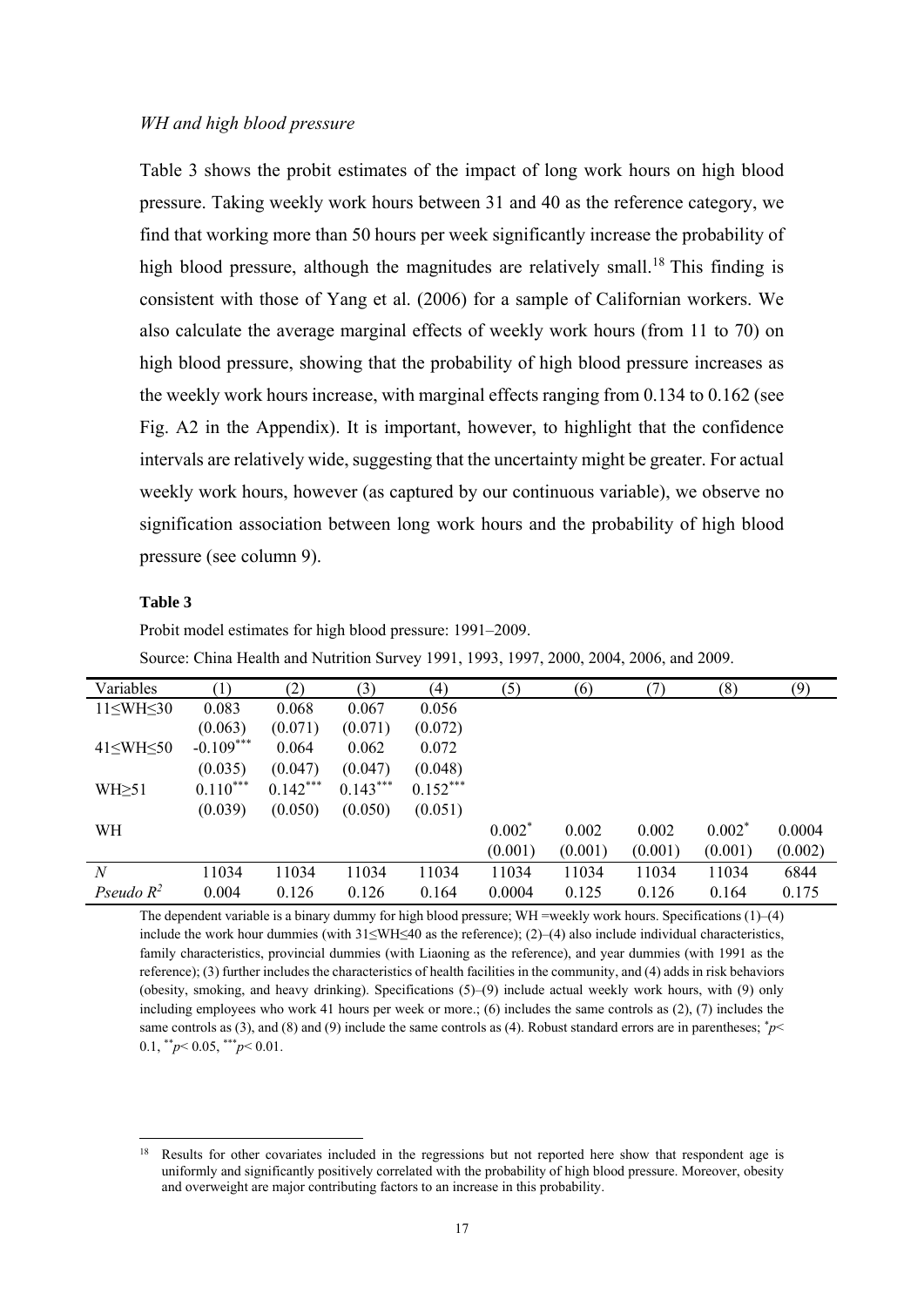*WH and high blood pressure*

Table 3 shows the probit estimates of the impact of long work hours on high blood pressure. Taking weekly work hours between 31 and 40 as the reference category, we find that working more than 50 hours per week significantly increase the probability of high blood pressure, although the magnitudes are relatively small.[18] This finding is consistent with those of Yang et al. (2006) for a sample of Californian workers. We also calculate the average marginal effects of weekly work hours (from 11 to 70) on high blood pressure, showing that the probability of high blood pressure increases as the weekly work hours increase, with marginal effects ranging from 0.134 to 0.162 (see Fig. A2 in the Appendix). It is important, however, to highlight that the confidence intervals are relatively wide, suggesting that the uncertainty might be greater. For actual weekly work hours, however (as captured by our continuous variable), we observe no signification association between long work hours and the probability of high blood pressure (see column 9).

**Table 3**

Probit model estimates for high blood pressure: 1991–2009.

Source: China Health and Nutrition Survey 1991, 1993, 1997, 2000, 2004, 2006, and 2009.

| Variables | (1) | (2) | (3) | (4) | (5) | (6) | (7) | (8) | (9) |
|---|---|---|---|---|---|---|---|---|---|
| 11≤WH≤30 | 0.083 | 0.068 | 0.067 | 0.056 | | | | | |
| | (0.063) | (0.071) | (0.071) | (0.072) | | | | | |
| 41≤WH≤50 | -0.109*** | 0.064 | 0.062 | 0.072 | | | | | |
| | (0.035) | (0.047) | (0.047) | (0.048) | | | | | |
| WH≥51 | 0.110*** | 0.142*** | 0.143*** | 0.152*** | | | | | |
| | (0.039) | (0.050) | (0.050) | (0.051) | | | | | |
| WH | | | | | 0.002* | 0.002 | 0.002 | 0.002* | 0.0004 |
| | | | | | (0.001) | (0.001) | (0.001) | (0.001) | (0.002) |
| *N* | 11034 | 11034 | 11034 | 11034 | 11034 | 11034 | 11034 | 11034 | 6844 |
| *Pseudo* $R^2$ | 0.004 | 0.126 | 0.126 | 0.164 | 0.0004 | 0.125 | 0.126 | 0.164 | 0.175 |

The dependent variable is a binary dummy for high blood pressure; WH =weekly work hours. Specifications (1)–(4) include the work hour dummies (with 31≤WH≤40 as the reference); (2)–(4) also include individual characteristics, family characteristics, provincial dummies (with Liaoning as the reference), and year dummies (with 1991 as the reference); (3) further includes the characteristics of health facilities in the community, and (4) adds in risk behaviors (obesity, smoking, and heavy drinking). Specifications (5)–(9) include actual weekly work hours, with (9) only including employees who work 41 hours per week or more.; (6) includes the same controls as (2), (7) includes the same controls as (3), and (8) and (9) include the same controls as (4). Robust standard errors are in parentheses; * $p<0.1$, ** $p<0.05$, *** $p<0.01$.

[18] Results for other covariates included in the regressions but not reported here show that respondent age is uniformly and significantly positively correlated with the probability of high blood pressure. Moreover, obesity and overweight are major contributing factors to an increase in this probability.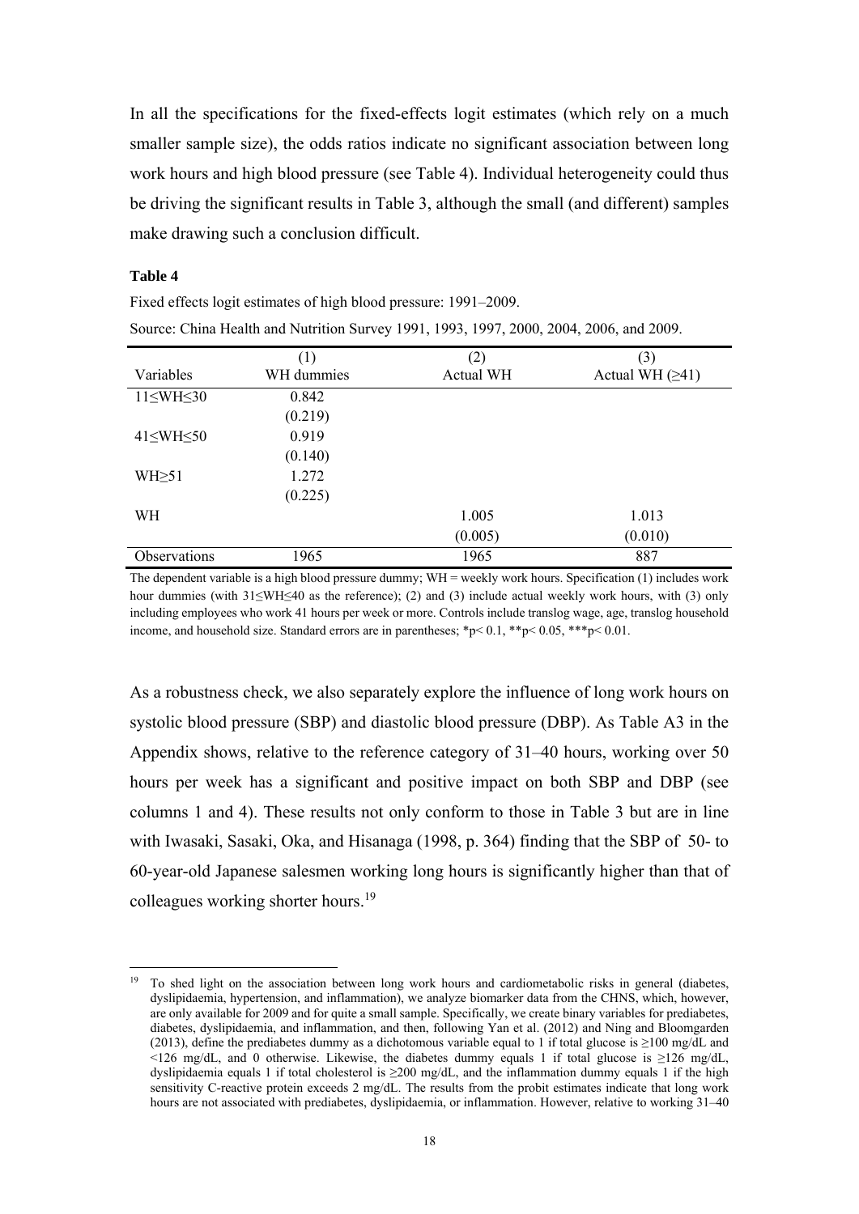In all the specifications for the fixed-effects logit estimates (which rely on a much smaller sample size), the odds ratios indicate no significant association between long work hours and high blood pressure (see Table 4). Individual heterogeneity could thus be driving the significant results in Table 3, although the small (and different) samples make drawing such a conclusion difficult.

**Table 4**

Fixed effects logit estimates of high blood pressure: 1991–2009.

Source: China Health and Nutrition Survey 1991, 1993, 1997, 2000, 2004, 2006, and 2009.

| Variables | (1) WH dummies | (2) Actual WH | (3) Actual WH (≥41) |
|---|---|---|---|
| 11≤WH≤30 | 0.842 | | |
| | (0.219) | | |
| 41≤WH≤50 | 0.919 | | |
| | (0.140) | | |
| WH≥51 | 1.272 | | |
| | (0.225) | | |
| WH | | 1.005 | 1.013 |
| | | (0.005) | (0.010) |
| Observations | 1965 | 1965 | 887 |

The dependent variable is a high blood pressure dummy; WH = weekly work hours. Specification (1) includes work hour dummies (with 31≤WH≤40 as the reference); (2) and (3) include actual weekly work hours, with (3) only including employees who work 41 hours per week or more. Controls include translog wage, age, translog household income, and household size. Standard errors are in parentheses; \*p< 0.1, \*\*p< 0.05, \*\*\*p< 0.01.

As a robustness check, we also separately explore the influence of long work hours on systolic blood pressure (SBP) and diastolic blood pressure (DBP). As Table A3 in the Appendix shows, relative to the reference category of 31–40 hours, working over 50 hours per week has a significant and positive impact on both SBP and DBP (see columns 1 and 4). These results not only conform to those in Table 3 but are in line with Iwasaki, Sasaki, Oka, and Hisanaga (1998, p. 364) finding that the SBP of 50- to 60-year-old Japanese salesmen working long hours is significantly higher than that of colleagues working shorter hours.[19]

[19] To shed light on the association between long work hours and cardiometabolic risks in general (diabetes, dyslipidaemia, hypertension, and inflammation), we analyze biomarker data from the CHNS, which, however, are only available for 2009 and for quite a small sample. Specifically, we create binary variables for prediabetes, diabetes, dyslipidaemia, and inflammation, and then, following Yan et al. (2012) and Ning and Bloomgarden (2013), define the prediabetes dummy as a dichotomous variable equal to 1 if total glucose is ≥100 mg/dL and <126 mg/dL, and 0 otherwise. Likewise, the diabetes dummy equals 1 if total glucose is ≥126 mg/dL, dyslipidaemia equals 1 if total cholesterol is ≥200 mg/dL, and the inflammation dummy equals 1 if the high sensitivity C-reactive protein exceeds 2 mg/dL. The results from the probit estimates indicate that long work hours are not associated with prediabetes, dyslipidaemia, or inflammation. However, relative to working 31–40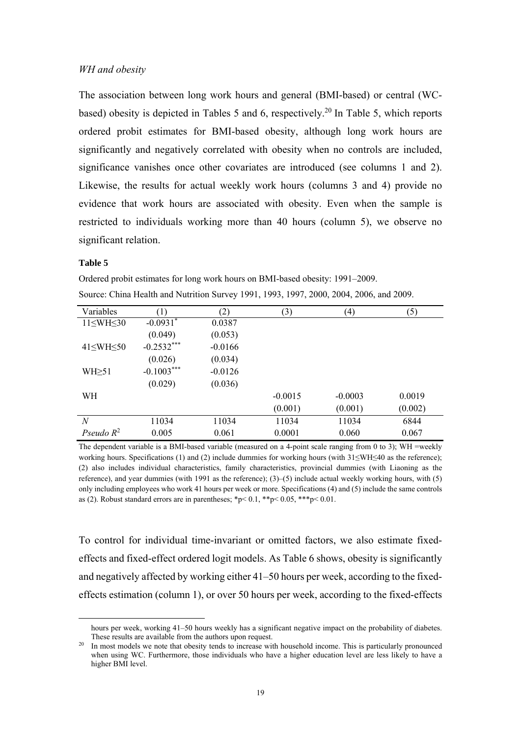*WH and obesity*

The association between long work hours and general (BMI-based) or central (WC-based) obesity is depicted in Tables 5 and 6, respectively.[20] In Table 5, which reports ordered probit estimates for BMI-based obesity, although long work hours are significantly and negatively correlated with obesity when no controls are included, significance vanishes once other covariates are introduced (see columns 1 and 2). Likewise, the results for actual weekly work hours (columns 3 and 4) provide no evidence that work hours are associated with obesity. Even when the sample is restricted to individuals working more than 40 hours (column 5), we observe no significant relation.

**Table 5**

Ordered probit estimates for long work hours on BMI-based obesity: 1991–2009.

Source: China Health and Nutrition Survey 1991, 1993, 1997, 2000, 2004, 2006, and 2009.

| Variables | (1) | (2) | (3) | (4) | (5) |
|---|---|---|---|---|---|
| 11≤WH≤30 | -0.0931* | 0.0387 | | | |
| | (0.049) | (0.053) | | | |
| 41≤WH≤50 | -0.2532*** | -0.0166 | | | |
| | (0.026) | (0.034) | | | |
| WH≥51 | -0.1003*** | -0.0126 | | | |
| | (0.029) | (0.036) | | | |
| WH | | | -0.0015 | -0.0003 | 0.0019 |
| | | | (0.001) | (0.001) | (0.002) |
| *N* | 11034 | 11034 | 11034 | 11034 | 6844 |
| *Pseudo* $R^2$ | 0.005 | 0.061 | 0.0001 | 0.060 | 0.067 |

The dependent variable is a BMI-based variable (measured on a 4-point scale ranging from 0 to 3); WH =weekly working hours. Specifications (1) and (2) include dummies for working hours (with 31≤WH≤40 as the reference); (2) also includes individual characteristics, family characteristics, provincial dummies (with Liaoning as the reference), and year dummies (with 1991 as the reference); (3)–(5) include actual weekly working hours, with (5) only including employees who work 41 hours per week or more. Specifications (4) and (5) include the same controls as (2). Robust standard errors are in parentheses; *p< 0.1, **p< 0.05, ***p< 0.01.

To control for individual time-invariant or omitted factors, we also estimate fixed-effects and fixed-effect ordered logit models. As Table 6 shows, obesity is significantly and negatively affected by working either 41–50 hours per week, according to the fixed-effects estimation (column 1), or over 50 hours per week, according to the fixed-effects

hours per week, working 41–50 hours weekly has a significant negative impact on the probability of diabetes. These results are available from the authors upon request.

[20] In most models we note that obesity tends to increase with household income. This is particularly pronounced when using WC. Furthermore, those individuals who have a higher education level are less likely to have a higher BMI level.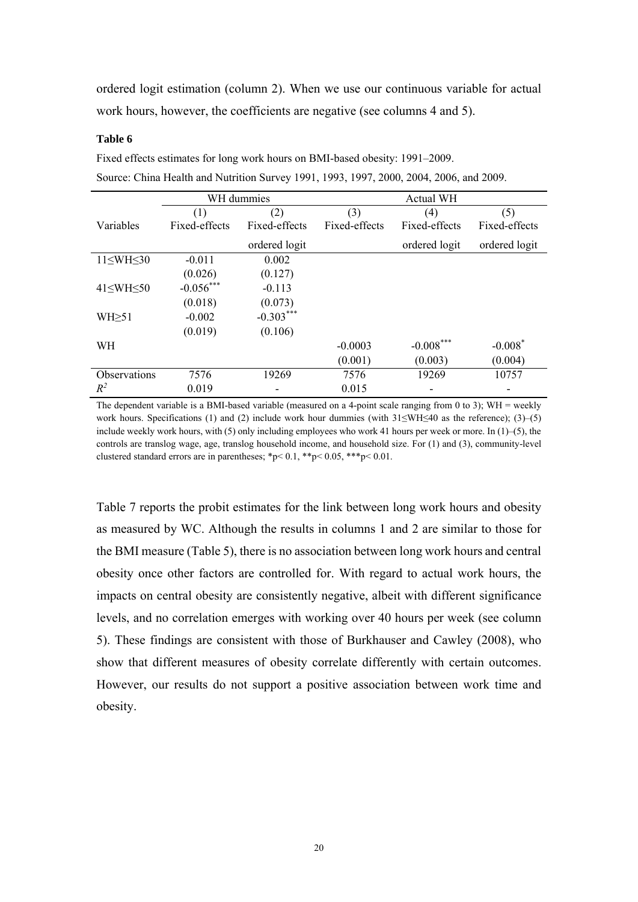ordered logit estimation (column 2). When we use our continuous variable for actual work hours, however, the coefficients are negative (see columns 4 and 5).

**Table 6**

Fixed effects estimates for long work hours on BMI-based obesity: 1991–2009.

Source: China Health and Nutrition Survey 1991, 1993, 1997, 2000, 2004, 2006, and 2009.

| | WH dummies | | Actual WH | | |
|---|---|---|---|---|---|
| | (1) | (2) | (3) | (4) | (5) |
| Variables | Fixed-effects | Fixed-effects ordered logit | Fixed-effects | Fixed-effects ordered logit | Fixed-effects ordered logit |
| 11≤WH≤30 | -0.011 | 0.002 | | | |
| | (0.026) | (0.127) | | | |
| 41≤WH≤50 | -0.056*** | -0.113 | | | |
| | (0.018) | (0.073) | | | |
| WH≥51 | -0.002 | -0.303*** | | | |
| | (0.019) | (0.106) | | | |
| WH | | | -0.0003 | -0.008*** | -0.008* |
| | | | (0.001) | (0.003) | (0.004) |
| Observations | 7576 | 19269 | 7576 | 19269 | 10757 |
| $R^2$ | 0.019 | - | 0.015 | - | - |

The dependent variable is a BMI-based variable (measured on a 4-point scale ranging from 0 to 3); WH = weekly work hours. Specifications (1) and (2) include work hour dummies (with 31≤WH≤40 as the reference); (3)–(5) include weekly work hours, with (5) only including employees who work 41 hours per week or more. In (1)–(5), the controls are translog wage, age, translog household income, and household size. For (1) and (3), community-level clustered standard errors are in parentheses; *p< 0.1, **p< 0.05, ***p< 0.01.

Table 7 reports the probit estimates for the link between long work hours and obesity as measured by WC. Although the results in columns 1 and 2 are similar to those for the BMI measure (Table 5), there is no association between long work hours and central obesity once other factors are controlled for. With regard to actual work hours, the impacts on central obesity are consistently negative, albeit with different significance levels, and no correlation emerges with working over 40 hours per week (see column 5). These findings are consistent with those of Burkhauser and Cawley (2008), who show that different measures of obesity correlate differently with certain outcomes. However, our results do not support a positive association between work time and obesity.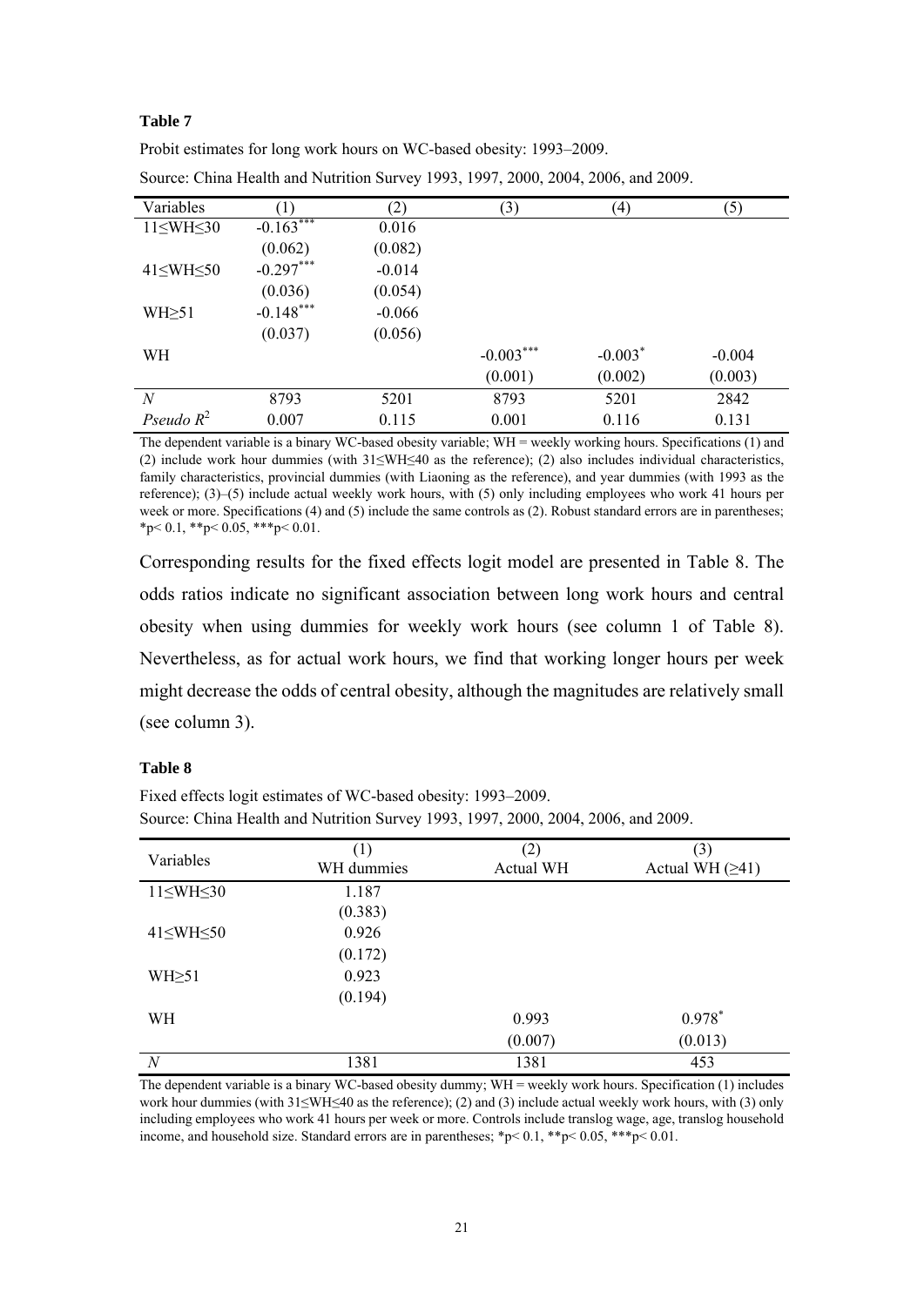**Table 7**

Probit estimates for long work hours on WC-based obesity: 1993–2009.

Source: China Health and Nutrition Survey 1993, 1997, 2000, 2004, 2006, and 2009.

| Variables | (1) | (2) | (3) | (4) | (5) |
|---|---|---|---|---|---|
| 11≤WH≤30 | -0.163*** | 0.016 | | | |
| | (0.062) | (0.082) | | | |
| 41≤WH≤50 | -0.297*** | -0.014 | | | |
| | (0.036) | (0.054) | | | |
| WH≥51 | -0.148*** | -0.066 | | | |
| | (0.037) | (0.056) | | | |
| WH | | | -0.003*** | -0.003* | -0.004 |
| | | | (0.001) | (0.002) | (0.003) |
| *N* | 8793 | 5201 | 8793 | 5201 | 2842 |
| *Pseudo* $R^2$ | 0.007 | 0.115 | 0.001 | 0.116 | 0.131 |

The dependent variable is a binary WC-based obesity variable; WH = weekly working hours. Specifications (1) and (2) include work hour dummies (with 31≤WH≤40 as the reference); (2) also includes individual characteristics, family characteristics, provincial dummies (with Liaoning as the reference), and year dummies (with 1993 as the reference); (3)–(5) include actual weekly work hours, with (5) only including employees who work 41 hours per week or more. Specifications (4) and (5) include the same controls as (2). Robust standard errors are in parentheses; *p< 0.1, **p< 0.05, ***p< 0.01.

Corresponding results for the fixed effects logit model are presented in Table 8. The odds ratios indicate no significant association between long work hours and central obesity when using dummies for weekly work hours (see column 1 of Table 8). Nevertheless, as for actual work hours, we find that working longer hours per week might decrease the odds of central obesity, although the magnitudes are relatively small (see column 3).

**Table 8**

Fixed effects logit estimates of WC-based obesity: 1993–2009.

Source: China Health and Nutrition Survey 1993, 1997, 2000, 2004, 2006, and 2009.

| Variables | (1) WH dummies | (2) Actual WH | (3) Actual WH (≥41) |
|---|---|---|---|
| 11≤WH≤30 | 1.187 | | |
| | (0.383) | | |
| 41≤WH≤50 | 0.926 | | |
| | (0.172) | | |
| WH≥51 | 0.923 | | |
| | (0.194) | | |
| WH | | 0.993 | 0.978* |
| | | (0.007) | (0.013) |
| *N* | 1381 | 1381 | 453 |

The dependent variable is a binary WC-based obesity dummy; WH = weekly work hours. Specification (1) includes work hour dummies (with 31≤WH≤40 as the reference); (2) and (3) include actual weekly work hours, with (3) only including employees who work 41 hours per week or more. Controls include translog wage, age, translog household income, and household size. Standard errors are in parentheses; *p< 0.1, **p< 0.05, ***p< 0.01.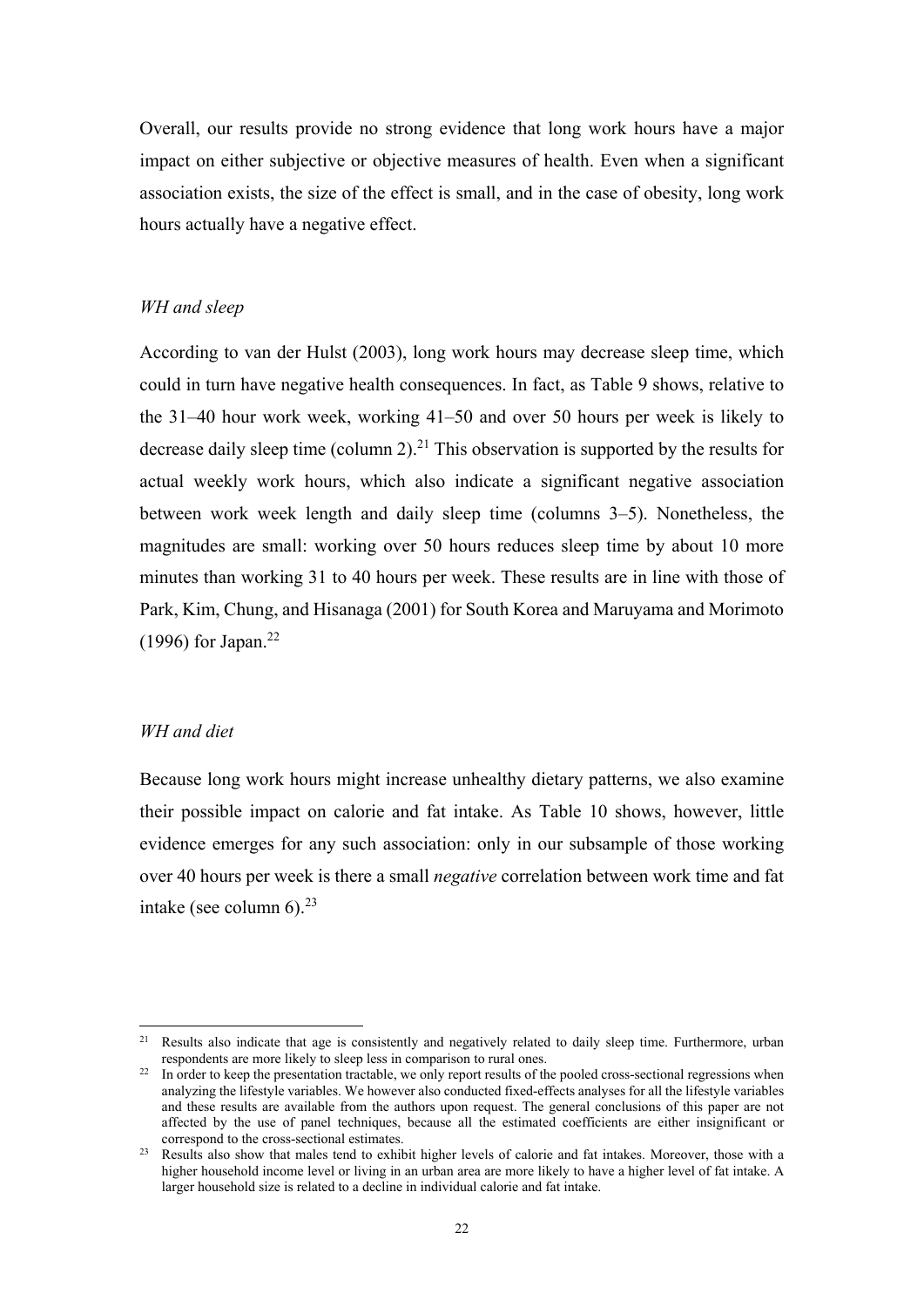Overall, our results provide no strong evidence that long work hours have a major impact on either subjective or objective measures of health. Even when a significant association exists, the size of the effect is small, and in the case of obesity, long work hours actually have a negative effect.

*WH and sleep*

According to van der Hulst (2003), long work hours may decrease sleep time, which could in turn have negative health consequences. In fact, as Table 9 shows, relative to the 31–40 hour work week, working 41–50 and over 50 hours per week is likely to decrease daily sleep time (column 2).[21] This observation is supported by the results for actual weekly work hours, which also indicate a significant negative association between work week length and daily sleep time (columns 3–5). Nonetheless, the magnitudes are small: working over 50 hours reduces sleep time by about 10 more minutes than working 31 to 40 hours per week. These results are in line with those of Park, Kim, Chung, and Hisanaga (2001) for South Korea and Maruyama and Morimoto (1996) for Japan.[22]

*WH and diet*

Because long work hours might increase unhealthy dietary patterns, we also examine their possible impact on calorie and fat intake. As Table 10 shows, however, little evidence emerges for any such association: only in our subsample of those working over 40 hours per week is there a small *negative* correlation between work time and fat intake (see column 6).[23]

---

[21] Results also indicate that age is consistently and negatively related to daily sleep time. Furthermore, urban respondents are more likely to sleep less in comparison to rural ones.

[22] In order to keep the presentation tractable, we only report results of the pooled cross-sectional regressions when analyzing the lifestyle variables. We however also conducted fixed-effects analyses for all the lifestyle variables and these results are available from the authors upon request. The general conclusions of this paper are not affected by the use of panel techniques, because all the estimated coefficients are either insignificant or correspond to the cross-sectional estimates.

[23] Results also show that males tend to exhibit higher levels of calorie and fat intakes. Moreover, those with a higher household income level or living in an urban area are more likely to have a higher level of fat intake. A larger household size is related to a decline in individual calorie and fat intake.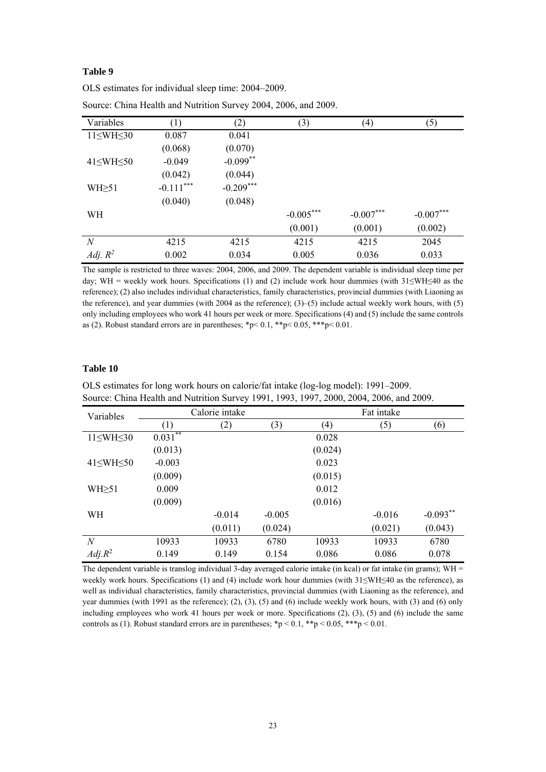**Table 9**

OLS estimates for individual sleep time: 2004–2009.

Source: China Health and Nutrition Survey 2004, 2006, and 2009.

| Variables | (1) | (2) | (3) | (4) | (5) |
|---|---|---|---|---|---|
| 11≤WH≤30 | 0.087 | 0.041 | | | |
| | (0.068) | (0.070) | | | |
| 41≤WH≤50 | -0.049 | $-0.099^{**}$ | | | |
| | (0.042) | (0.044) | | | |
| WH≥51 | $-0.111^{***}$ | $-0.209^{***}$ | | | |
| | (0.040) | (0.048) | | | |
| WH | | | $-0.005^{***}$ | $-0.007^{***}$ | $-0.007^{***}$ |
| | | | (0.001) | (0.001) | (0.002) |
| $N$ | 4215 | 4215 | 4215 | 4215 | 2045 |
| *Adj.* $R^2$ | 0.002 | 0.034 | 0.005 | 0.036 | 0.033 |

The sample is restricted to three waves: 2004, 2006, and 2009. The dependent variable is individual sleep time per day; WH = weekly work hours. Specifications (1) and (2) include work hour dummies (with 31≤WH≤40 as the reference); (2) also includes individual characteristics, family characteristics, provincial dummies (with Liaoning as the reference), and year dummies (with 2004 as the reference); (3)–(5) include actual weekly work hours, with (5) only including employees who work 41 hours per week or more. Specifications (4) and (5) include the same controls as (2). Robust standard errors are in parentheses; *p< 0.1, **p< 0.05, ***p< 0.01.

**Table 10**

OLS estimates for long work hours on calorie/fat intake (log-log model): 1991–2009.
Source: China Health and Nutrition Survey 1991, 1993, 1997, 2000, 2004, 2006, and 2009.

| Variables | Calorie intake | | | Fat intake | | |
|---|---|---|---|---|---|---|
| | (1) | (2) | (3) | (4) | (5) | (6) |
| 11≤WH≤30 | $0.031^{**}$ | | | 0.028 | | |
| | (0.013) | | | (0.024) | | |
| 41≤WH≤50 | -0.003 | | | 0.023 | | |
| | (0.009) | | | (0.015) | | |
| WH≥51 | 0.009 | | | 0.012 | | |
| | (0.009) | | | (0.016) | | |
| WH | | -0.014 | -0.005 | | -0.016 | $-0.093^{**}$ |
| | | (0.011) | (0.024) | | (0.021) | (0.043) |
| $N$ | 10933 | 10933 | 6780 | 10933 | 10933 | 6780 |
| *Adj.*$R^2$ | 0.149 | 0.149 | 0.154 | 0.086 | 0.086 | 0.078 |

The dependent variable is translog individual 3-day averaged calorie intake (in kcal) or fat intake (in grams); WH = weekly work hours. Specifications (1) and (4) include work hour dummies (with 31≤WH≤40 as the reference), as well as individual characteristics, family characteristics, provincial dummies (with Liaoning as the reference), and year dummies (with 1991 as the reference); (2), (3), (5) and (6) include weekly work hours, with (3) and (6) only including employees who work 41 hours per week or more. Specifications (2), (3), (5) and (6) include the same controls as (1). Robust standard errors are in parentheses; *p < 0.1, **p < 0.05, ***p < 0.01.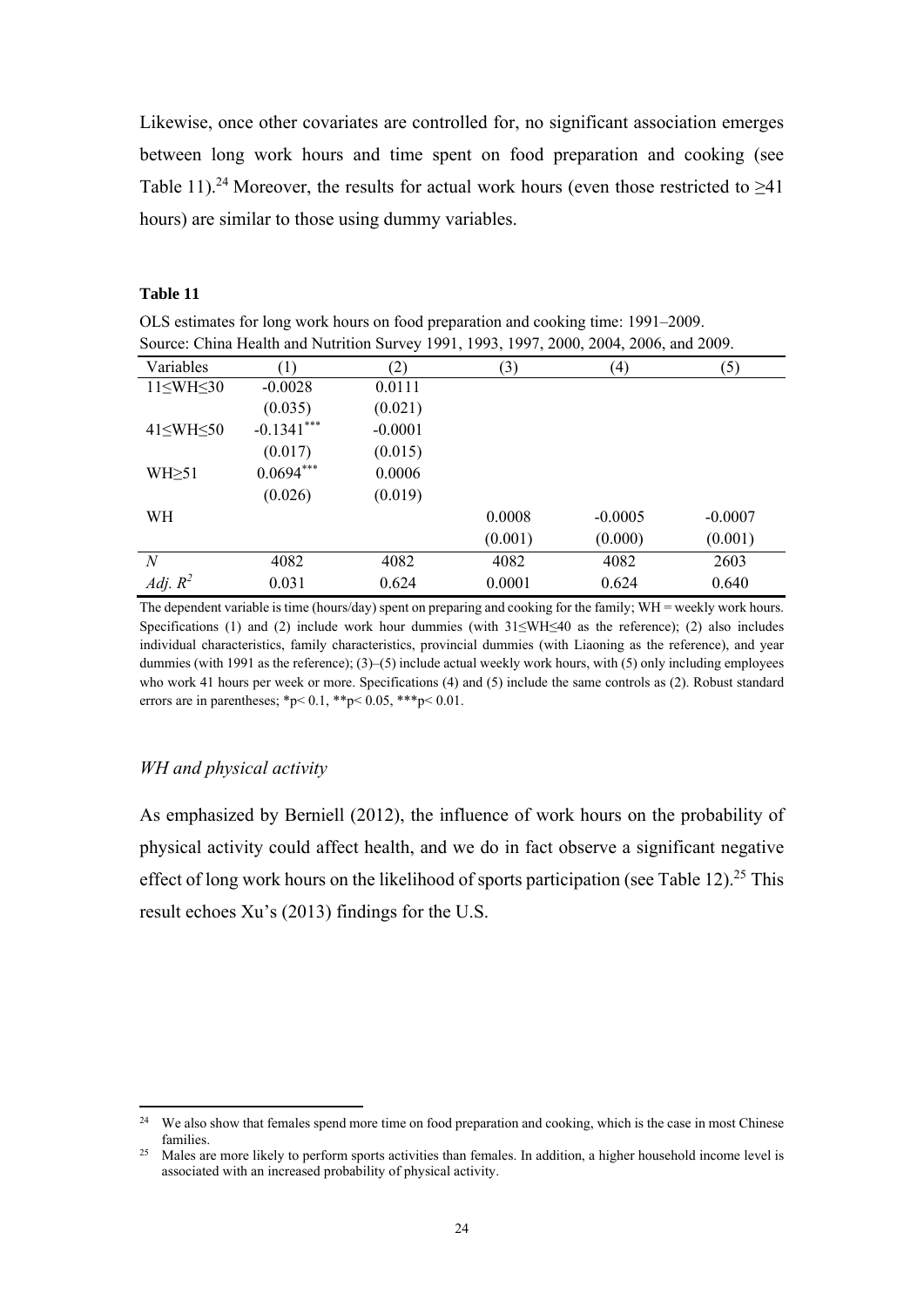Likewise, once other covariates are controlled for, no significant association emerges between long work hours and time spent on food preparation and cooking (see Table 11).[24] Moreover, the results for actual work hours (even those restricted to ≥41 hours) are similar to those using dummy variables.

**Table 11**

OLS estimates for long work hours on food preparation and cooking time: 1991–2009.
Source: China Health and Nutrition Survey 1991, 1993, 1997, 2000, 2004, 2006, and 2009.

| Variables | (1) | (2) | (3) | (4) | (5) |
|---|---|---|---|---|---|
| 11≤WH≤30 | -0.0028 | 0.0111 | | | |
| | (0.035) | (0.021) | | | |
| 41≤WH≤50 | -0.1341*** | -0.0001 | | | |
| | (0.017) | (0.015) | | | |
| WH≥51 | 0.0694*** | 0.0006 | | | |
| | (0.026) | (0.019) | | | |
| WH | | | 0.0008 | -0.0005 | -0.0007 |
| | | | (0.001) | (0.000) | (0.001) |
| *N* | 4082 | 4082 | 4082 | 4082 | 2603 |
| *Adj.* $R^2$ | 0.031 | 0.624 | 0.0001 | 0.624 | 0.640 |

The dependent variable is time (hours/day) spent on preparing and cooking for the family; WH = weekly work hours. Specifications (1) and (2) include work hour dummies (with 31≤WH≤40 as the reference); (2) also includes individual characteristics, family characteristics, provincial dummies (with Liaoning as the reference), and year dummies (with 1991 as the reference); (3)–(5) include actual weekly work hours, with (5) only including employees who work 41 hours per week or more. Specifications (4) and (5) include the same controls as (2). Robust standard errors are in parentheses; *p< 0.1, **p< 0.05, ***p< 0.01.

*WH and physical activity*

As emphasized by Berniell (2012), the influence of work hours on the probability of physical activity could affect health, and we do in fact observe a significant negative effect of long work hours on the likelihood of sports participation (see Table 12).[25] This result echoes Xu's (2013) findings for the U.S.

[24] We also show that females spend more time on food preparation and cooking, which is the case in most Chinese families.

[25] Males are more likely to perform sports activities than females. In addition, a higher household income level is associated with an increased probability of physical activity.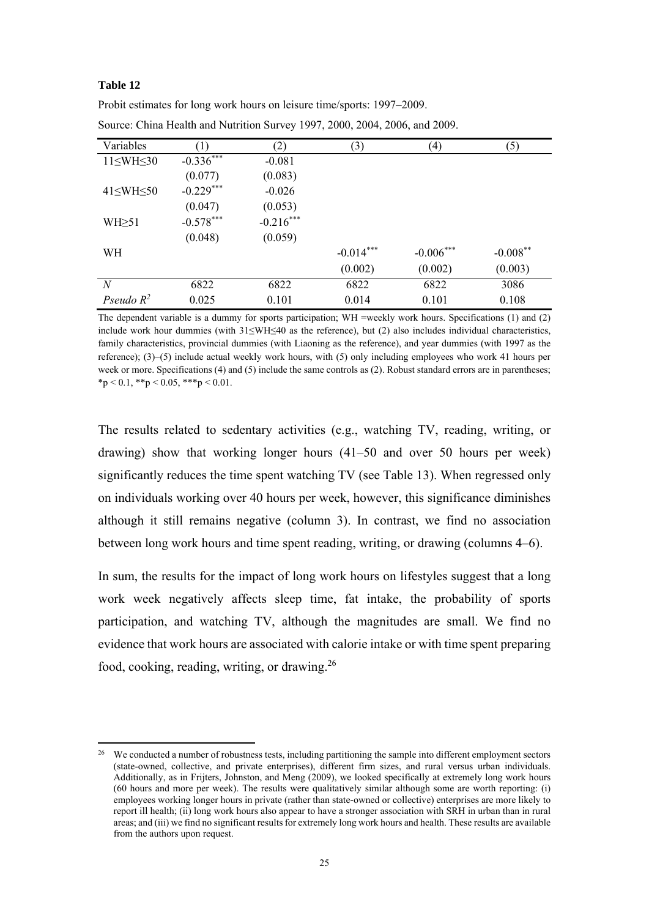**Table 12**

Probit estimates for long work hours on leisure time/sports: 1997–2009.

Source: China Health and Nutrition Survey 1997, 2000, 2004, 2006, and 2009.

| Variables | (1) | (2) | (3) | (4) | (5) |
|---|---|---|---|---|---|
| 11≤WH≤30 | $-0.336^{***}$ | -0.081 | | | |
| | (0.077) | (0.083) | | | |
| 41≤WH≤50 | $-0.229^{***}$ | -0.026 | | | |
| | (0.047) | (0.053) | | | |
| WH≥51 | $-0.578^{***}$ | $-0.216^{***}$ | | | |
| | (0.048) | (0.059) | | | |
| WH | | | $-0.014^{***}$ | $-0.006^{***}$ | $-0.008^{**}$ |
| | | | (0.002) | (0.002) | (0.003) |
| *N* | 6822 | 6822 | 6822 | 6822 | 3086 |
| *Pseudo* $R^2$ | 0.025 | 0.101 | 0.014 | 0.101 | 0.108 |

The dependent variable is a dummy for sports participation; WH =weekly work hours. Specifications (1) and (2) include work hour dummies (with 31≤WH≤40 as the reference), but (2) also includes individual characteristics, family characteristics, provincial dummies (with Liaoning as the reference), and year dummies (with 1997 as the reference); (3)–(5) include actual weekly work hours, with (5) only including employees who work 41 hours per week or more. Specifications (4) and (5) include the same controls as (2). Robust standard errors are in parentheses; \*p < 0.1, \*\*p < 0.05, \*\*\*p < 0.01.

The results related to sedentary activities (e.g., watching TV, reading, writing, or drawing) show that working longer hours (41–50 and over 50 hours per week) significantly reduces the time spent watching TV (see Table 13). When regressed only on individuals working over 40 hours per week, however, this significance diminishes although it still remains negative (column 3). In contrast, we find no association between long work hours and time spent reading, writing, or drawing (columns 4–6).

In sum, the results for the impact of long work hours on lifestyles suggest that a long work week negatively affects sleep time, fat intake, the probability of sports participation, and watching TV, although the magnitudes are small. We find no evidence that work hours are associated with calorie intake or with time spent preparing food, cooking, reading, writing, or drawing.[26]

[26] We conducted a number of robustness tests, including partitioning the sample into different employment sectors (state-owned, collective, and private enterprises), different firm sizes, and rural versus urban individuals. Additionally, as in Frijters, Johnston, and Meng (2009), we looked specifically at extremely long work hours (60 hours and more per week). The results were qualitatively similar although some are worth reporting: (i) employees working longer hours in private (rather than state-owned or collective) enterprises are more likely to report ill health; (ii) long work hours also appear to have a stronger association with SRH in urban than in rural areas; and (iii) we find no significant results for extremely long work hours and health. These results are available from the authors upon request.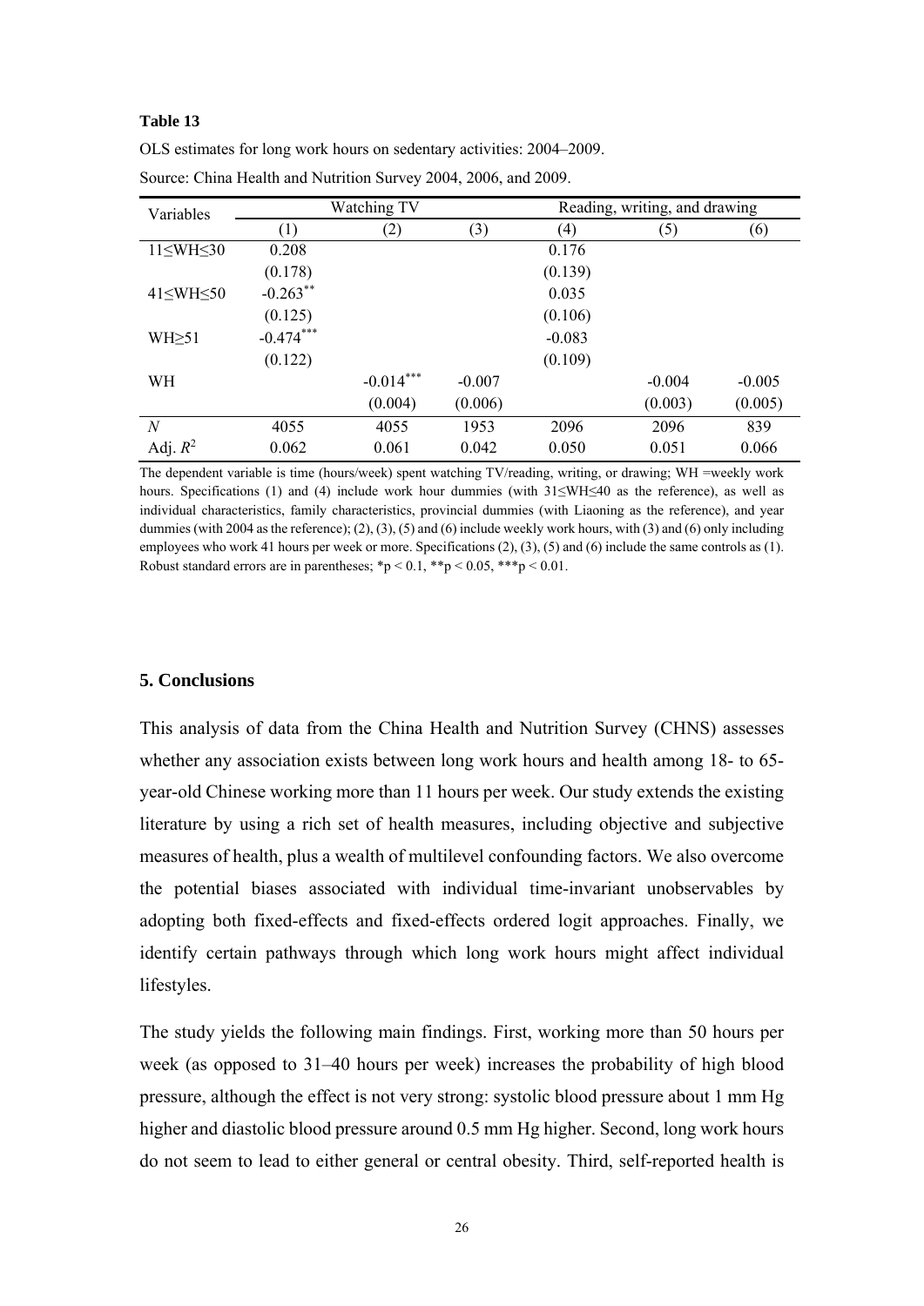**Table 13**

OLS estimates for long work hours on sedentary activities: 2004–2009.

Source: China Health and Nutrition Survey 2004, 2006, and 2009.

| Variables | Watching TV | | | Reading, writing, and drawing | | |
|---|---|---|---|---|---|---|
| | (1) | (2) | (3) | (4) | (5) | (6) |
| 11≤WH≤30 | 0.208 | | | 0.176 | | |
| | (0.178) | | | (0.139) | | |
| 41≤WH≤50 | -0.263** | | | 0.035 | | |
| | (0.125) | | | (0.106) | | |
| WH≥51 | -0.474*** | | | -0.083 | | |
| | (0.122) | | | (0.109) | | |
| WH | | -0.014*** | -0.007 | | -0.004 | -0.005 |
| | | (0.004) | (0.006) | | (0.003) | (0.005) |
| $N$ | 4055 | 4055 | 1953 | 2096 | 2096 | 839 |
| Adj. $R^2$ | 0.062 | 0.061 | 0.042 | 0.050 | 0.051 | 0.066 |

The dependent variable is time (hours/week) spent watching TV/reading, writing, or drawing; WH =weekly work hours. Specifications (1) and (4) include work hour dummies (with 31≤WH≤40 as the reference), as well as individual characteristics, family characteristics, provincial dummies (with Liaoning as the reference), and year dummies (with 2004 as the reference); (2), (3), (5) and (6) include weekly work hours, with (3) and (6) only including employees who work 41 hours per week or more. Specifications (2), (3), (5) and (6) include the same controls as (1). Robust standard errors are in parentheses; $*p < 0.1$, $**p < 0.05$, $***p < 0.01$.

## 5. Conclusions

This analysis of data from the China Health and Nutrition Survey (CHNS) assesses whether any association exists between long work hours and health among 18- to 65-year-old Chinese working more than 11 hours per week. Our study extends the existing literature by using a rich set of health measures, including objective and subjective measures of health, plus a wealth of multilevel confounding factors. We also overcome the potential biases associated with individual time-invariant unobservables by adopting both fixed-effects and fixed-effects ordered logit approaches. Finally, we identify certain pathways through which long work hours might affect individual lifestyles.

The study yields the following main findings. First, working more than 50 hours per week (as opposed to 31–40 hours per week) increases the probability of high blood pressure, although the effect is not very strong: systolic blood pressure about 1 mm Hg higher and diastolic blood pressure around 0.5 mm Hg higher. Second, long work hours do not seem to lead to either general or central obesity. Third, self-reported health is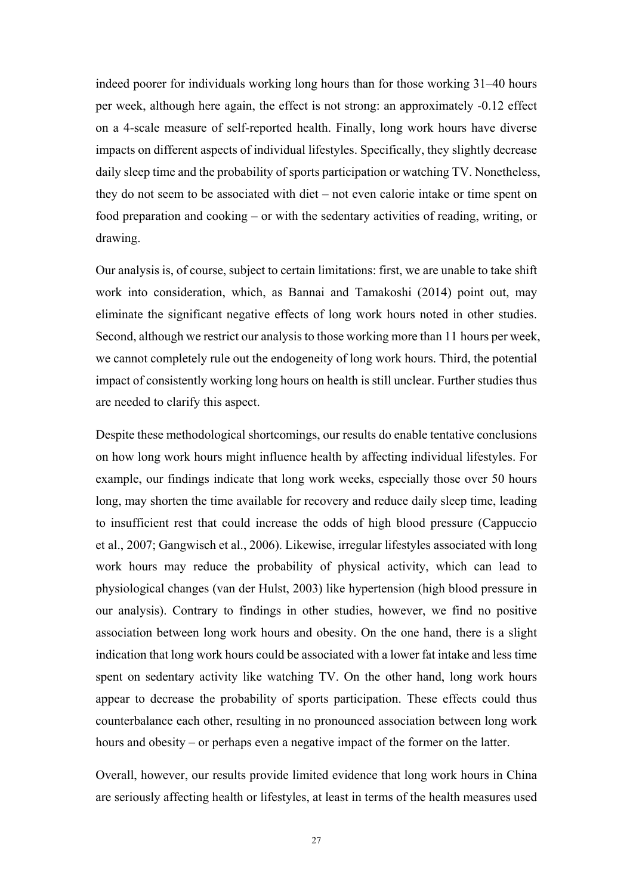indeed poorer for individuals working long hours than for those working 31–40 hours per week, although here again, the effect is not strong: an approximately -0.12 effect on a 4-scale measure of self-reported health. Finally, long work hours have diverse impacts on different aspects of individual lifestyles. Specifically, they slightly decrease daily sleep time and the probability of sports participation or watching TV. Nonetheless, they do not seem to be associated with diet – not even calorie intake or time spent on food preparation and cooking – or with the sedentary activities of reading, writing, or drawing.

Our analysis is, of course, subject to certain limitations: first, we are unable to take shift work into consideration, which, as Bannai and Tamakoshi (2014) point out, may eliminate the significant negative effects of long work hours noted in other studies. Second, although we restrict our analysis to those working more than 11 hours per week, we cannot completely rule out the endogeneity of long work hours. Third, the potential impact of consistently working long hours on health is still unclear. Further studies thus are needed to clarify this aspect.

Despite these methodological shortcomings, our results do enable tentative conclusions on how long work hours might influence health by affecting individual lifestyles. For example, our findings indicate that long work weeks, especially those over 50 hours long, may shorten the time available for recovery and reduce daily sleep time, leading to insufficient rest that could increase the odds of high blood pressure (Cappuccio et al., 2007; Gangwisch et al., 2006). Likewise, irregular lifestyles associated with long work hours may reduce the probability of physical activity, which can lead to physiological changes (van der Hulst, 2003) like hypertension (high blood pressure in our analysis). Contrary to findings in other studies, however, we find no positive association between long work hours and obesity. On the one hand, there is a slight indication that long work hours could be associated with a lower fat intake and less time spent on sedentary activity like watching TV. On the other hand, long work hours appear to decrease the probability of sports participation. These effects could thus counterbalance each other, resulting in no pronounced association between long work hours and obesity – or perhaps even a negative impact of the former on the latter.

Overall, however, our results provide limited evidence that long work hours in China are seriously affecting health or lifestyles, at least in terms of the health measures used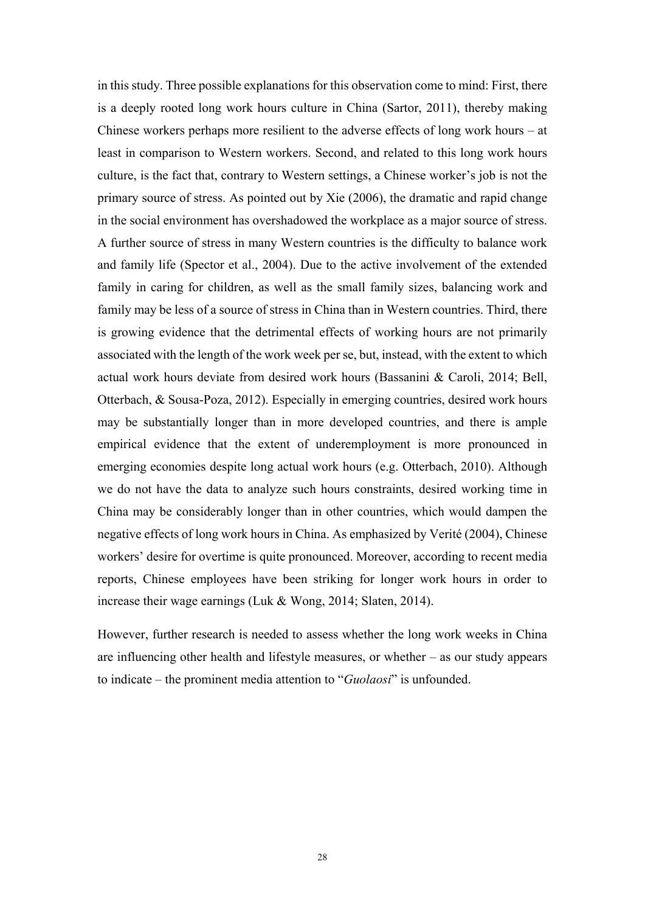in this study. Three possible explanations for this observation come to mind: First, there is a deeply rooted long work hours culture in China (Sartor, 2011), thereby making Chinese workers perhaps more resilient to the adverse effects of long work hours – at least in comparison to Western workers. Second, and related to this long work hours culture, is the fact that, contrary to Western settings, a Chinese worker's job is not the primary source of stress. As pointed out by Xie (2006), the dramatic and rapid change in the social environment has overshadowed the workplace as a major source of stress. A further source of stress in many Western countries is the difficulty to balance work and family life (Spector et al., 2004). Due to the active involvement of the extended family in caring for children, as well as the small family sizes, balancing work and family may be less of a source of stress in China than in Western countries. Third, there is growing evidence that the detrimental effects of working hours are not primarily associated with the length of the work week per se, but, instead, with the extent to which actual work hours deviate from desired work hours (Bassanini & Caroli, 2014; Bell, Otterbach, & Sousa-Poza, 2012). Especially in emerging countries, desired work hours may be substantially longer than in more developed countries, and there is ample empirical evidence that the extent of underemployment is more pronounced in emerging economies despite long actual work hours (e.g. Otterbach, 2010). Although we do not have the data to analyze such hours constraints, desired working time in China may be considerably longer than in other countries, which would dampen the negative effects of long work hours in China. As emphasized by Verité (2004), Chinese workers' desire for overtime is quite pronounced. Moreover, according to recent media reports, Chinese employees have been striking for longer work hours in order to increase their wage earnings (Luk & Wong, 2014; Slaten, 2014).

However, further research is needed to assess whether the long work weeks in China are influencing other health and lifestyle measures, or whether – as our study appears to indicate – the prominent media attention to "*Guolaosi*" is unfounded.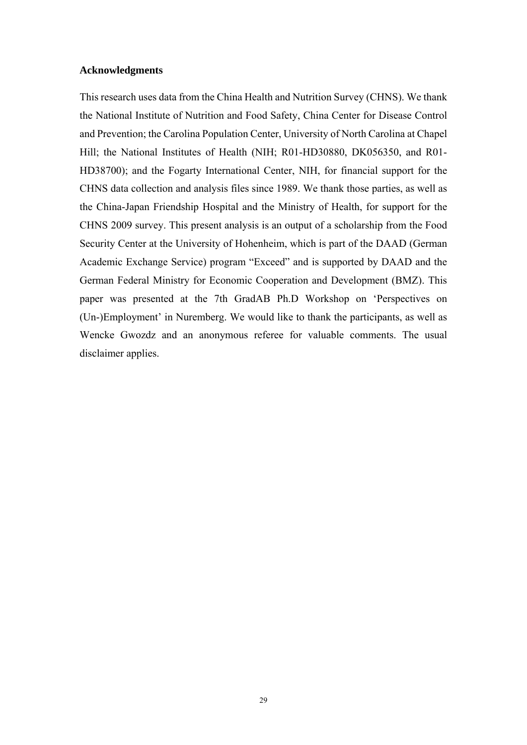**Acknowledgments**

This research uses data from the China Health and Nutrition Survey (CHNS). We thank the National Institute of Nutrition and Food Safety, China Center for Disease Control and Prevention; the Carolina Population Center, University of North Carolina at Chapel Hill; the National Institutes of Health (NIH; R01-HD30880, DK056350, and R01-HD38700); and the Fogarty International Center, NIH, for financial support for the CHNS data collection and analysis files since 1989. We thank those parties, as well as the China-Japan Friendship Hospital and the Ministry of Health, for support for the CHNS 2009 survey. This present analysis is an output of a scholarship from the Food Security Center at the University of Hohenheim, which is part of the DAAD (German Academic Exchange Service) program "Exceed" and is supported by DAAD and the German Federal Ministry for Economic Cooperation and Development (BMZ). This paper was presented at the 7th GradAB Ph.D Workshop on 'Perspectives on (Un-)Employment' in Nuremberg. We would like to thank the participants, as well as Wencke Gwozdz and an anonymous referee for valuable comments. The usual disclaimer applies.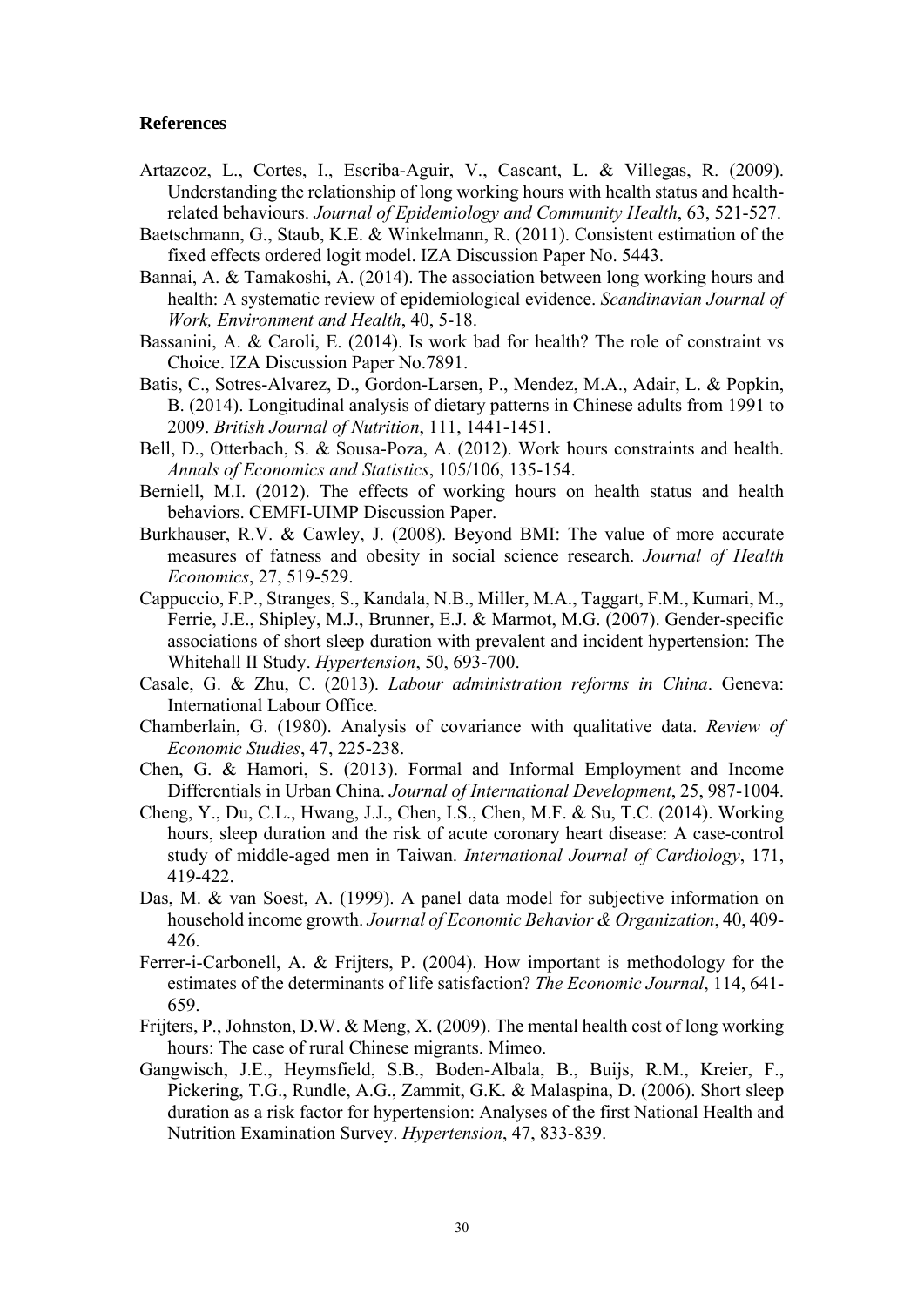## References

Artazcoz, L., Cortes, I., Escriba-Aguir, V., Cascant, L. & Villegas, R. (2009). Understanding the relationship of long working hours with health status and health-related behaviours. *Journal of Epidemiology and Community Health*, 63, 521-527.

Baetschmann, G., Staub, K.E. & Winkelmann, R. (2011). Consistent estimation of the fixed effects ordered logit model. IZA Discussion Paper No. 5443.

Bannai, A. & Tamakoshi, A. (2014). The association between long working hours and health: A systematic review of epidemiological evidence. *Scandinavian Journal of Work, Environment and Health*, 40, 5-18.

Bassanini, A. & Caroli, E. (2014). Is work bad for health? The role of constraint vs Choice. IZA Discussion Paper No.7891.

Batis, C., Sotres-Alvarez, D., Gordon-Larsen, P., Mendez, M.A., Adair, L. & Popkin, B. (2014). Longitudinal analysis of dietary patterns in Chinese adults from 1991 to 2009. *British Journal of Nutrition*, 111, 1441-1451.

Bell, D., Otterbach, S. & Sousa-Poza, A. (2012). Work hours constraints and health. *Annals of Economics and Statistics*, 105/106, 135-154.

Berniell, M.I. (2012). The effects of working hours on health status and health behaviors. CEMFI-UIMP Discussion Paper.

Burkhauser, R.V. & Cawley, J. (2008). Beyond BMI: The value of more accurate measures of fatness and obesity in social science research. *Journal of Health Economics*, 27, 519-529.

Cappuccio, F.P., Stranges, S., Kandala, N.B., Miller, M.A., Taggart, F.M., Kumari, M., Ferrie, J.E., Shipley, M.J., Brunner, E.J. & Marmot, M.G. (2007). Gender-specific associations of short sleep duration with prevalent and incident hypertension: The Whitehall II Study. *Hypertension*, 50, 693-700.

Casale, G. & Zhu, C. (2013). *Labour administration reforms in China*. Geneva: International Labour Office.

Chamberlain, G. (1980). Analysis of covariance with qualitative data. *Review of Economic Studies*, 47, 225-238.

Chen, G. & Hamori, S. (2013). Formal and Informal Employment and Income Differentials in Urban China. *Journal of International Development*, 25, 987-1004.

Cheng, Y., Du, C.L., Hwang, J.J., Chen, I.S., Chen, M.F. & Su, T.C. (2014). Working hours, sleep duration and the risk of acute coronary heart disease: A case-control study of middle-aged men in Taiwan. *International Journal of Cardiology*, 171, 419-422.

Das, M. & van Soest, A. (1999). A panel data model for subjective information on household income growth. *Journal of Economic Behavior & Organization*, 40, 409-426.

Ferrer-i-Carbonell, A. & Frijters, P. (2004). How important is methodology for the estimates of the determinants of life satisfaction? *The Economic Journal*, 114, 641-659.

Frijters, P., Johnston, D.W. & Meng, X. (2009). The mental health cost of long working hours: The case of rural Chinese migrants. Mimeo.

Gangwisch, J.E., Heymsfield, S.B., Boden-Albala, B., Buijs, R.M., Kreier, F., Pickering, T.G., Rundle, A.G., Zammit, G.K. & Malaspina, D. (2006). Short sleep duration as a risk factor for hypertension: Analyses of the first National Health and Nutrition Examination Survey. *Hypertension*, 47, 833-839.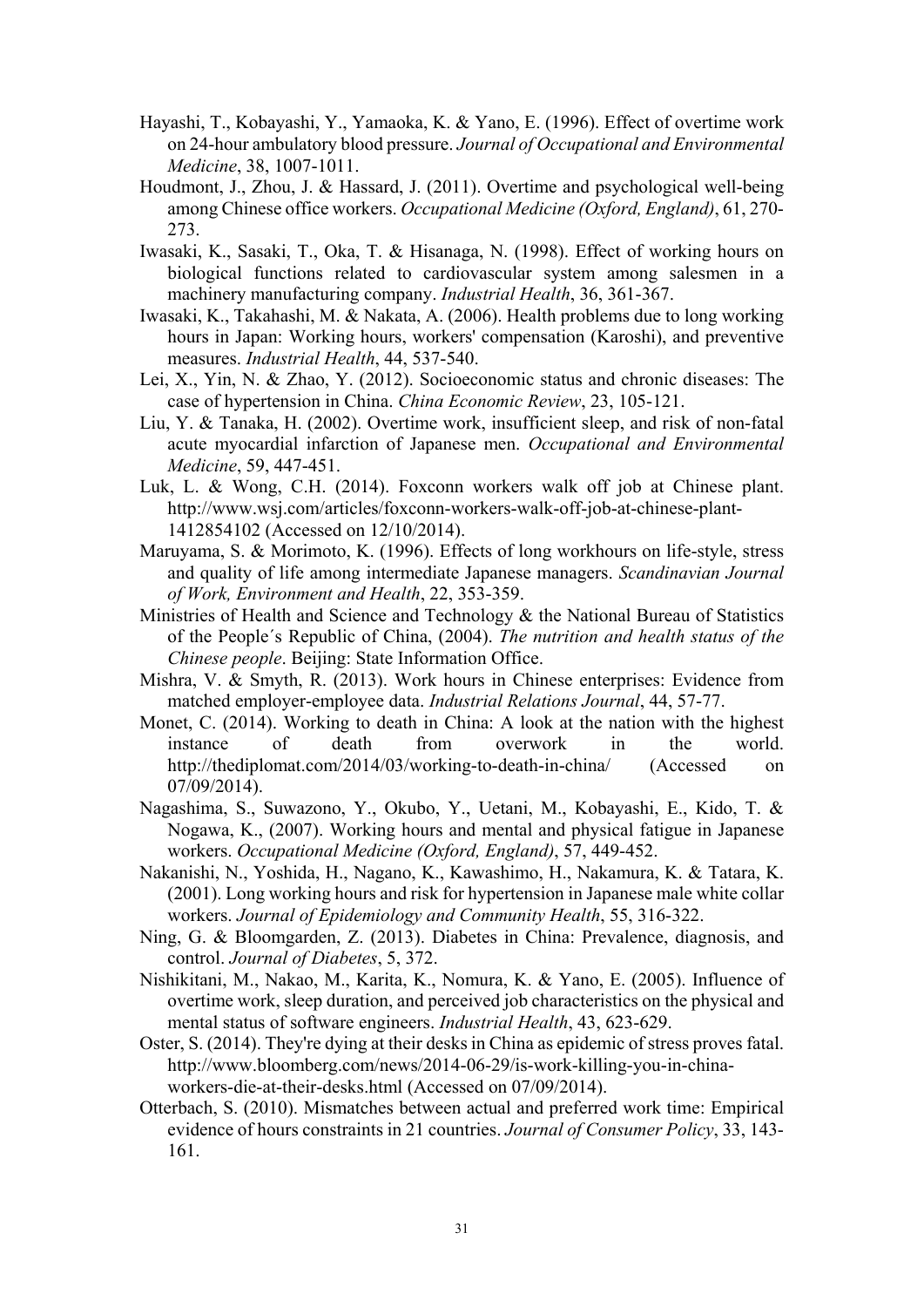Hayashi, T., Kobayashi, Y., Yamaoka, K. & Yano, E. (1996). Effect of overtime work on 24-hour ambulatory blood pressure. *Journal of Occupational and Environmental Medicine*, 38, 1007-1011.

Houdmont, J., Zhou, J. & Hassard, J. (2011). Overtime and psychological well-being among Chinese office workers. *Occupational Medicine (Oxford, England)*, 61, 270-273.

Iwasaki, K., Sasaki, T., Oka, T. & Hisanaga, N. (1998). Effect of working hours on biological functions related to cardiovascular system among salesmen in a machinery manufacturing company. *Industrial Health*, 36, 361-367.

Iwasaki, K., Takahashi, M. & Nakata, A. (2006). Health problems due to long working hours in Japan: Working hours, workers' compensation (Karoshi), and preventive measures. *Industrial Health*, 44, 537-540.

Lei, X., Yin, N. & Zhao, Y. (2012). Socioeconomic status and chronic diseases: The case of hypertension in China. *China Economic Review*, 23, 105-121.

Liu, Y. & Tanaka, H. (2002). Overtime work, insufficient sleep, and risk of non-fatal acute myocardial infarction of Japanese men. *Occupational and Environmental Medicine*, 59, 447-451.

Luk, L. & Wong, C.H. (2014). Foxconn workers walk off job at Chinese plant. http://www.wsj.com/articles/foxconn-workers-walk-off-job-at-chinese-plant-1412854102 (Accessed on 12/10/2014).

Maruyama, S. & Morimoto, K. (1996). Effects of long workhours on life-style, stress and quality of life among intermediate Japanese managers. *Scandinavian Journal of Work, Environment and Health*, 22, 353-359.

Ministries of Health and Science and Technology & the National Bureau of Statistics of the People´s Republic of China, (2004). *The nutrition and health status of the Chinese people*. Beijing: State Information Office.

Mishra, V. & Smyth, R. (2013). Work hours in Chinese enterprises: Evidence from matched employer-employee data. *Industrial Relations Journal*, 44, 57-77.

Monet, C. (2014). Working to death in China: A look at the nation with the highest instance of death from overwork in the world. http://thediplomat.com/2014/03/working-to-death-in-china/ (Accessed on 07/09/2014).

Nagashima, S., Suwazono, Y., Okubo, Y., Uetani, M., Kobayashi, E., Kido, T. & Nogawa, K., (2007). Working hours and mental and physical fatigue in Japanese workers. *Occupational Medicine (Oxford, England)*, 57, 449-452.

Nakanishi, N., Yoshida, H., Nagano, K., Kawashimo, H., Nakamura, K. & Tatara, K. (2001). Long working hours and risk for hypertension in Japanese male white collar workers. *Journal of Epidemiology and Community Health*, 55, 316-322.

Ning, G. & Bloomgarden, Z. (2013). Diabetes in China: Prevalence, diagnosis, and control. *Journal of Diabetes*, 5, 372.

Nishikitani, M., Nakao, M., Karita, K., Nomura, K. & Yano, E. (2005). Influence of overtime work, sleep duration, and perceived job characteristics on the physical and mental status of software engineers. *Industrial Health*, 43, 623-629.

Oster, S. (2014). They're dying at their desks in China as epidemic of stress proves fatal. http://www.bloomberg.com/news/2014-06-29/is-work-killing-you-in-china-workers-die-at-their-desks.html (Accessed on 07/09/2014).

Otterbach, S. (2010). Mismatches between actual and preferred work time: Empirical evidence of hours constraints in 21 countries. *Journal of Consumer Policy*, 33, 143-161.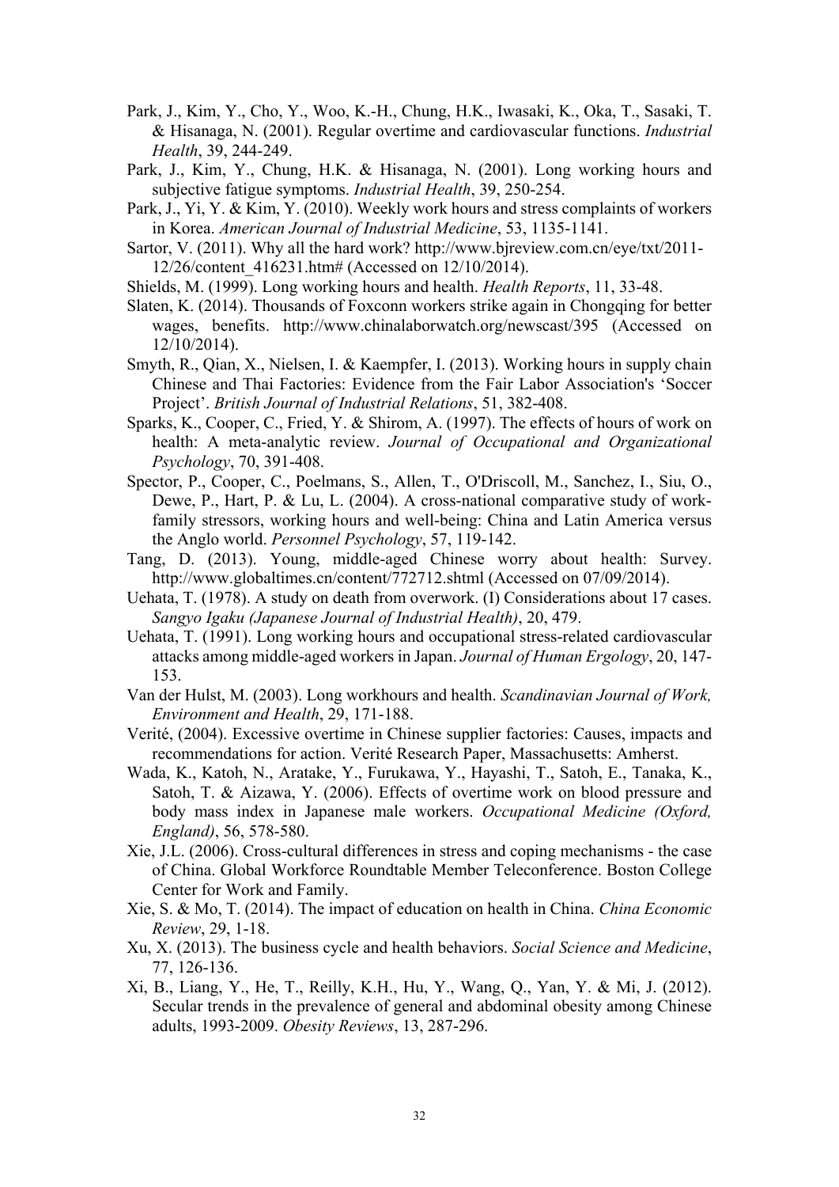Park, J., Kim, Y., Cho, Y., Woo, K.-H., Chung, H.K., Iwasaki, K., Oka, T., Sasaki, T. & Hisanaga, N. (2001). Regular overtime and cardiovascular functions. *Industrial Health*, 39, 244-249.

Park, J., Kim, Y., Chung, H.K. & Hisanaga, N. (2001). Long working hours and subjective fatigue symptoms. *Industrial Health*, 39, 250-254.

Park, J., Yi, Y. & Kim, Y. (2010). Weekly work hours and stress complaints of workers in Korea. *American Journal of Industrial Medicine*, 53, 1135-1141.

Sartor, V. (2011). Why all the hard work? http://www.bjreview.com.cn/eye/txt/2011-12/26/content_416231.htm# (Accessed on 12/10/2014).

Shields, M. (1999). Long working hours and health. *Health Reports*, 11, 33-48.

Slaten, K. (2014). Thousands of Foxconn workers strike again in Chongqing for better wages, benefits. http://www.chinalaborwatch.org/newscast/395 (Accessed on 12/10/2014).

Smyth, R., Qian, X., Nielsen, I. & Kaempfer, I. (2013). Working hours in supply chain Chinese and Thai Factories: Evidence from the Fair Labor Association's 'Soccer Project'. *British Journal of Industrial Relations*, 51, 382-408.

Sparks, K., Cooper, C., Fried, Y. & Shirom, A. (1997). The effects of hours of work on health: A meta-analytic review. *Journal of Occupational and Organizational Psychology*, 70, 391-408.

Spector, P., Cooper, C., Poelmans, S., Allen, T., O'Driscoll, M., Sanchez, I., Siu, O., Dewe, P., Hart, P. & Lu, L. (2004). A cross-national comparative study of work-family stressors, working hours and well-being: China and Latin America versus the Anglo world. *Personnel Psychology*, 57, 119-142.

Tang, D. (2013). Young, middle-aged Chinese worry about health: Survey. http://www.globaltimes.cn/content/772712.shtml (Accessed on 07/09/2014).

Uehata, T. (1978). A study on death from overwork. (I) Considerations about 17 cases. *Sangyo Igaku (Japanese Journal of Industrial Health)*, 20, 479.

Uehata, T. (1991). Long working hours and occupational stress-related cardiovascular attacks among middle-aged workers in Japan. *Journal of Human Ergology*, 20, 147-153.

Van der Hulst, M. (2003). Long workhours and health. *Scandinavian Journal of Work, Environment and Health*, 29, 171-188.

Verité, (2004). Excessive overtime in Chinese supplier factories: Causes, impacts and recommendations for action. Verité Research Paper, Massachusetts: Amherst.

Wada, K., Katoh, N., Aratake, Y., Furukawa, Y., Hayashi, T., Satoh, E., Tanaka, K., Satoh, T. & Aizawa, Y. (2006). Effects of overtime work on blood pressure and body mass index in Japanese male workers. *Occupational Medicine (Oxford, England)*, 56, 578-580.

Xie, J.L. (2006). Cross-cultural differences in stress and coping mechanisms - the case of China. Global Workforce Roundtable Member Teleconference. Boston College Center for Work and Family.

Xie, S. & Mo, T. (2014). The impact of education on health in China. *China Economic Review*, 29, 1-18.

Xu, X. (2013). The business cycle and health behaviors. *Social Science and Medicine*, 77, 126-136.

Xi, B., Liang, Y., He, T., Reilly, K.H., Hu, Y., Wang, Q., Yan, Y. & Mi, J. (2012). Secular trends in the prevalence of general and abdominal obesity among Chinese adults, 1993-2009. *Obesity Reviews*, 13, 287-296.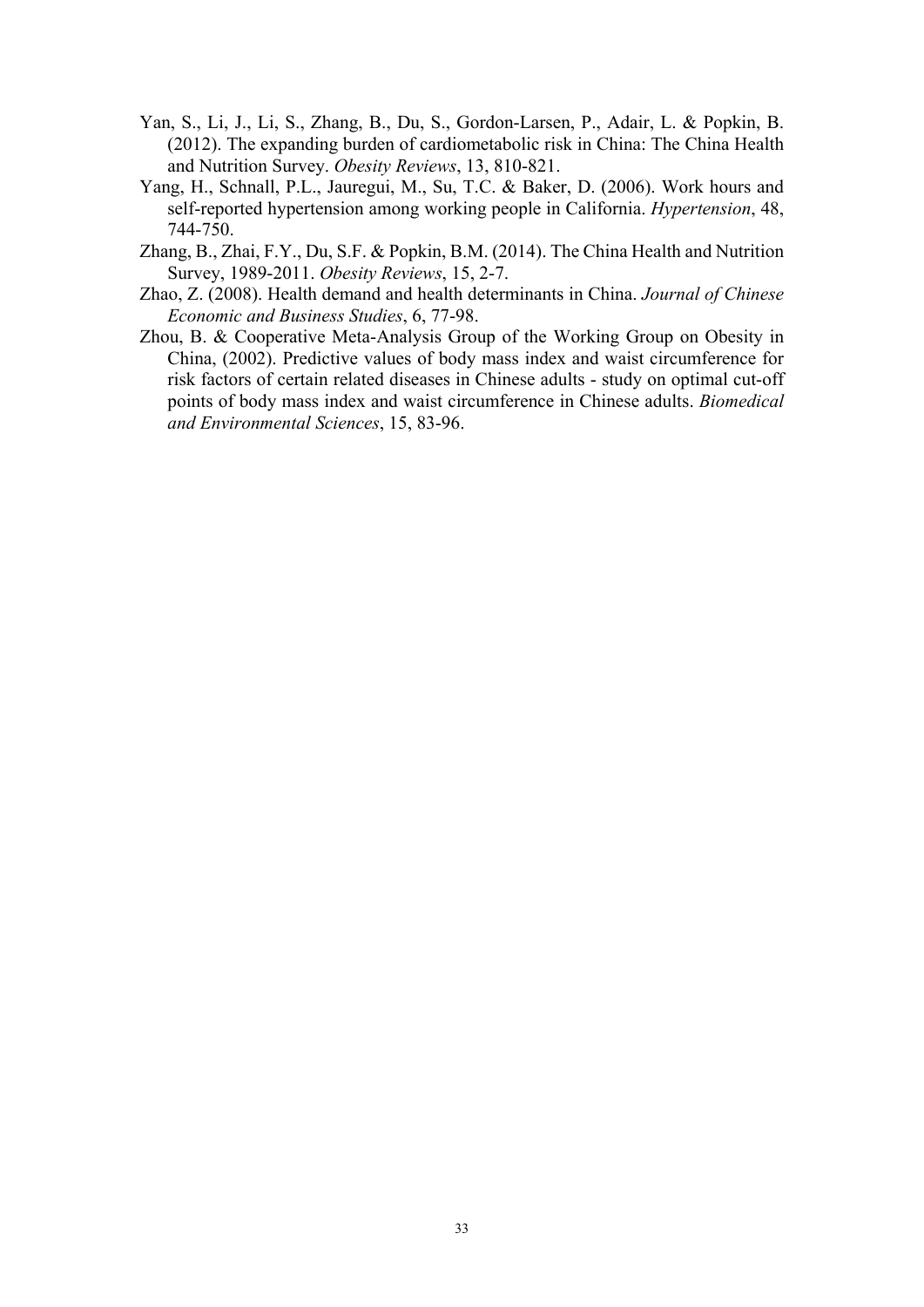Yan, S., Li, J., Li, S., Zhang, B., Du, S., Gordon-Larsen, P., Adair, L. & Popkin, B. (2012). The expanding burden of cardiometabolic risk in China: The China Health and Nutrition Survey. *Obesity Reviews*, 13, 810-821.

Yang, H., Schnall, P.L., Jauregui, M., Su, T.C. & Baker, D. (2006). Work hours and self-reported hypertension among working people in California. *Hypertension*, 48, 744-750.

Zhang, B., Zhai, F.Y., Du, S.F. & Popkin, B.M. (2014). The China Health and Nutrition Survey, 1989-2011. *Obesity Reviews*, 15, 2-7.

Zhao, Z. (2008). Health demand and health determinants in China. *Journal of Chinese Economic and Business Studies*, 6, 77-98.

Zhou, B. & Cooperative Meta-Analysis Group of the Working Group on Obesity in China, (2002). Predictive values of body mass index and waist circumference for risk factors of certain related diseases in Chinese adults - study on optimal cut-off points of body mass index and waist circumference in Chinese adults. *Biomedical and Environmental Sciences*, 15, 83-96.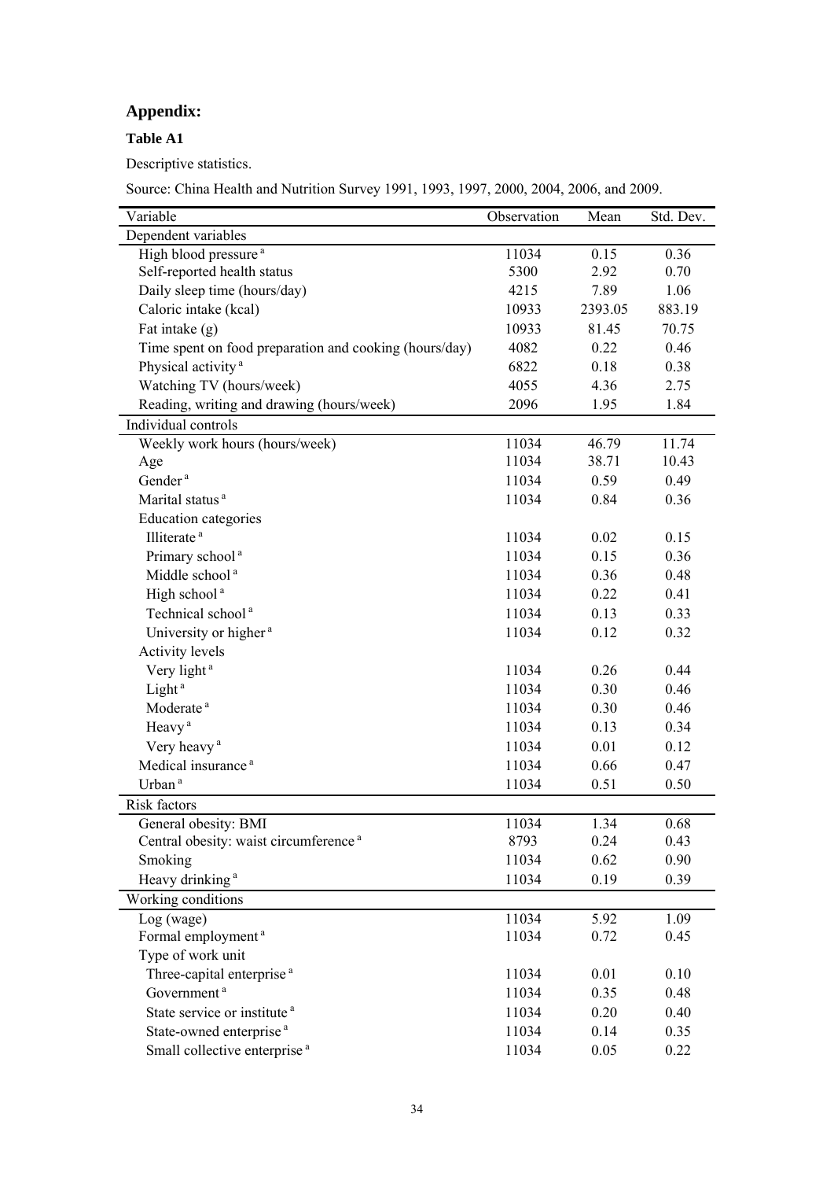## Appendix:

**Table A1**

Descriptive statistics.

Source: China Health and Nutrition Survey 1991, 1993, 1997, 2000, 2004, 2006, and 2009.

| Variable | Observation | Mean | Std. Dev. |
|---|---|---|---|
| Dependent variables | | | |
| High blood pressure [a] | 11034 | 0.15 | 0.36 |
| Self-reported health status | 5300 | 2.92 | 0.70 |
| Daily sleep time (hours/day) | 4215 | 7.89 | 1.06 |
| Caloric intake (kcal) | 10933 | 2393.05 | 883.19 |
| Fat intake (g) | 10933 | 81.45 | 70.75 |
| Time spent on food preparation and cooking (hours/day) | 4082 | 0.22 | 0.46 |
| Physical activity [a] | 6822 | 0.18 | 0.38 |
| Watching TV (hours/week) | 4055 | 4.36 | 2.75 |
| Reading, writing and drawing (hours/week) | 2096 | 1.95 | 1.84 |
| Individual controls | | | |
| Weekly work hours (hours/week) | 11034 | 46.79 | 11.74 |
| Age | 11034 | 38.71 | 10.43 |
| Gender [a] | 11034 | 0.59 | 0.49 |
| Marital status [a] | 11034 | 0.84 | 0.36 |
| Education categories | | | |
| Illiterate [a] | 11034 | 0.02 | 0.15 |
| Primary school [a] | 11034 | 0.15 | 0.36 |
| Middle school [a] | 11034 | 0.36 | 0.48 |
| High school [a] | 11034 | 0.22 | 0.41 |
| Technical school [a] | 11034 | 0.13 | 0.33 |
| University or higher [a] | 11034 | 0.12 | 0.32 |
| Activity levels | | | |
| Very light [a] | 11034 | 0.26 | 0.44 |
| Light [a] | 11034 | 0.30 | 0.46 |
| Moderate [a] | 11034 | 0.30 | 0.46 |
| Heavy [a] | 11034 | 0.13 | 0.34 |
| Very heavy [a] | 11034 | 0.01 | 0.12 |
| Medical insurance [a] | 11034 | 0.66 | 0.47 |
| Urban [a] | 11034 | 0.51 | 0.50 |
| Risk factors | | | |
| General obesity: BMI | 11034 | 1.34 | 0.68 |
| Central obesity: waist circumference [a] | 8793 | 0.24 | 0.43 |
| Smoking | 11034 | 0.62 | 0.90 |
| Heavy drinking [a] | 11034 | 0.19 | 0.39 |
| Working conditions | | | |
| Log (wage) | 11034 | 5.92 | 1.09 |
| Formal employment [a] | 11034 | 0.72 | 0.45 |
| Type of work unit | | | |
| Three-capital enterprise [a] | 11034 | 0.01 | 0.10 |
| Government [a] | 11034 | 0.35 | 0.48 |
| State service or institute [a] | 11034 | 0.20 | 0.40 |
| State-owned enterprise [a] | 11034 | 0.14 | 0.35 |
| Small collective enterprise [a] | 11034 | 0.05 | 0.22 |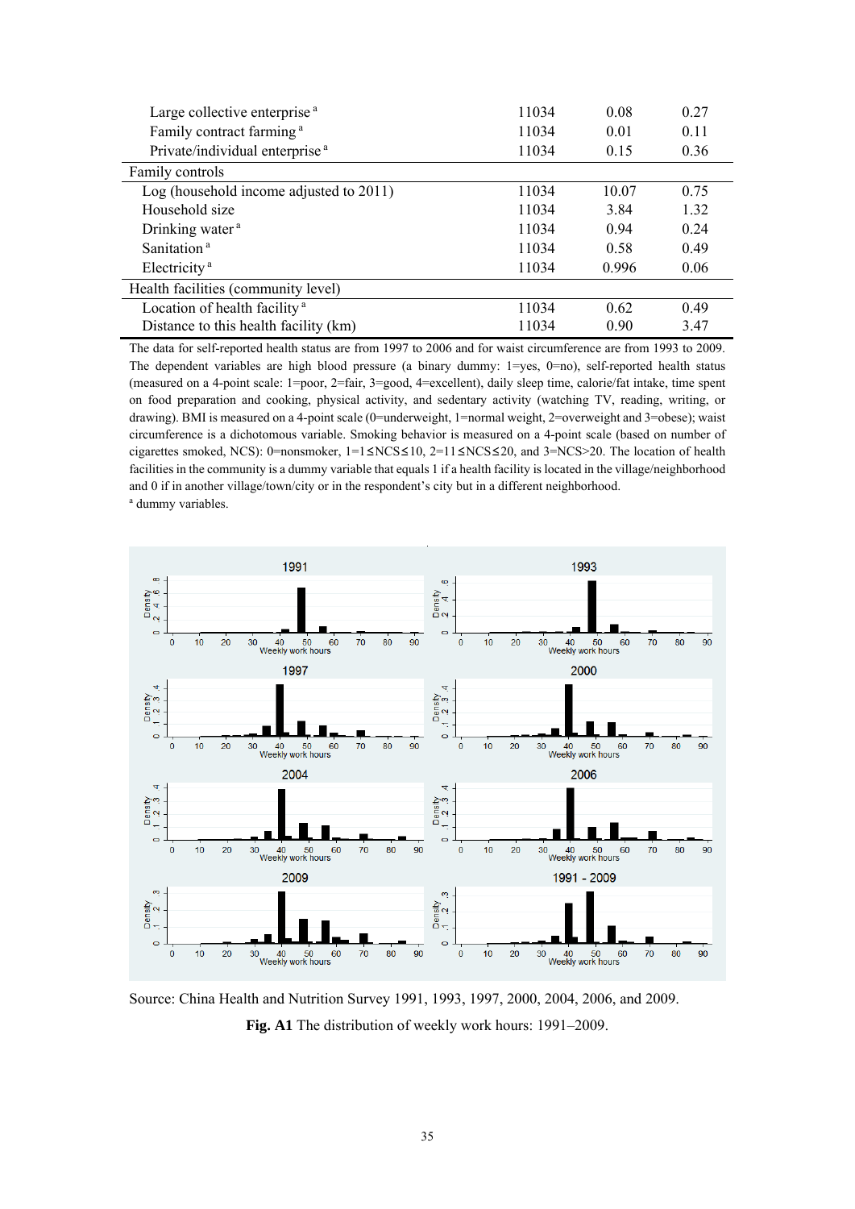| | | | |
|---|---|---|---|
| Large collective enterprise [a] | 11034 | 0.08 | 0.27 |
| Family contract farming [a] | 11034 | 0.01 | 0.11 |
| Private/individual enterprise [a] | 11034 | 0.15 | 0.36 |
| Family controls | | | |
| Log (household income adjusted to 2011) | 11034 | 10.07 | 0.75 |
| Household size | 11034 | 3.84 | 1.32 |
| Drinking water [a] | 11034 | 0.94 | 0.24 |
| Sanitation [a] | 11034 | 0.58 | 0.49 |
| Electricity [a] | 11034 | 0.996 | 0.06 |
| Health facilities (community level) | | | |
| Location of health facility [a] | 11034 | 0.62 | 0.49 |
| Distance to this health facility (km) | 11034 | 0.90 | 3.47 |

The data for self-reported health status are from 1997 to 2006 and for waist circumference are from 1993 to 2009. The dependent variables are high blood pressure (a binary dummy: 1=yes, 0=no), self-reported health status (measured on a 4-point scale: 1=poor, 2=fair, 3=good, 4=excellent), daily sleep time, calorie/fat intake, time spent on food preparation and cooking, physical activity, and sedentary activity (watching TV, reading, writing, or drawing). BMI is measured on a 4-point scale (0=underweight, 1=normal weight, 2=overweight and 3=obese); waist circumference is a dichotomous variable. Smoking behavior is measured on a 4-point scale (based on number of cigarettes smoked, NCS): 0=nonsmoker, 1=1≤NCS≤10, 2=11≤NCS≤20, and 3=NCS>20. The location of health facilities in the community is a dummy variable that equals 1 if a health facility is located in the village/neighborhood and 0 if in another village/town/city or in the respondent's city but in a different neighborhood.

[a] dummy variables.

Source: China Health and Nutrition Survey 1991, 1993, 1997, 2000, 2004, 2006, and 2009.

**Fig. A1** The distribution of weekly work hours: 1991–2009.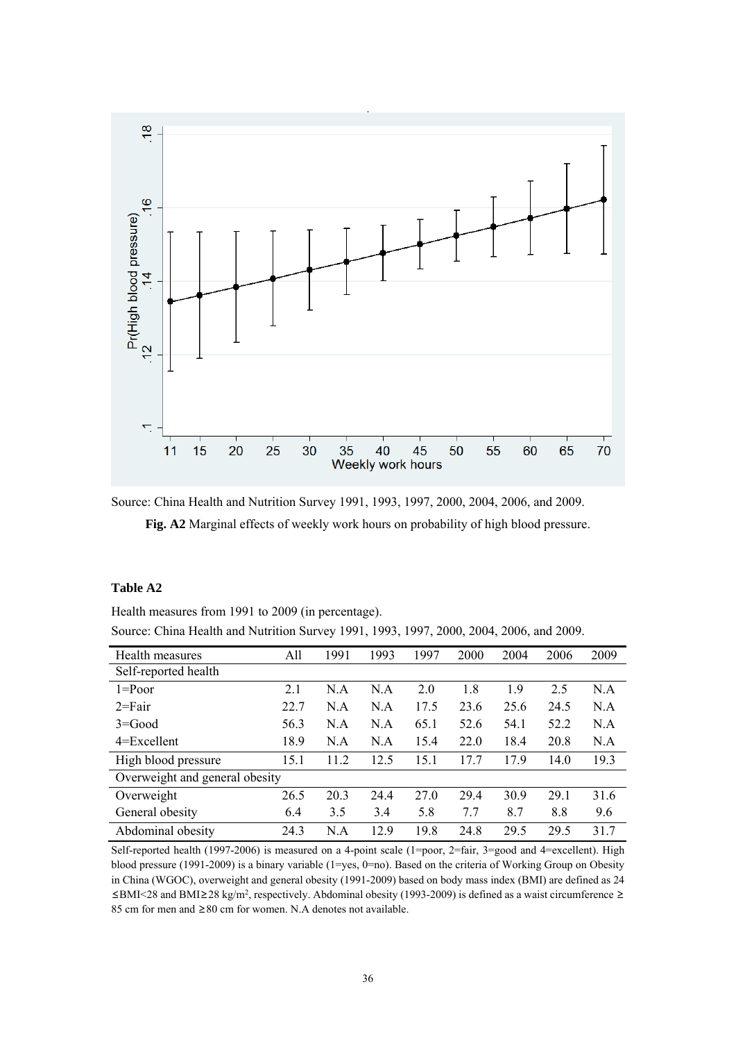Source: China Health and Nutrition Survey 1991, 1993, 1997, 2000, 2004, 2006, and 2009.

**Fig. A2** Marginal effects of weekly work hours on probability of high blood pressure.

**Table A2**

Health measures from 1991 to 2009 (in percentage).

Source: China Health and Nutrition Survey 1991, 1993, 1997, 2000, 2004, 2006, and 2009.

| Health measures | All | 1991 | 1993 | 1997 | 2000 | 2004 | 2006 | 2009 |
|---|---|---|---|---|---|---|---|---|
| Self-reported health | | | | | | | | |
| 1=Poor | 2.1 | N.A | N.A | 2.0 | 1.8 | 1.9 | 2.5 | N.A |
| 2=Fair | 22.7 | N.A | N.A | 17.5 | 23.6 | 25.6 | 24.5 | N.A |
| 3=Good | 56.3 | N.A | N.A | 65.1 | 52.6 | 54.1 | 52.2 | N.A |
| 4=Excellent | 18.9 | N.A | N.A | 15.4 | 22.0 | 18.4 | 20.8 | N.A |
| High blood pressure | 15.1 | 11.2 | 12.5 | 15.1 | 17.7 | 17.9 | 14.0 | 19.3 |
| Overweight and general obesity | | | | | | | | |
| Overweight | 26.5 | 20.3 | 24.4 | 27.0 | 29.4 | 30.9 | 29.1 | 31.6 |
| General obesity | 6.4 | 3.5 | 3.4 | 5.8 | 7.7 | 8.7 | 8.8 | 9.6 |
| Abdominal obesity | 24.3 | N.A | 12.9 | 19.8 | 24.8 | 29.5 | 29.5 | 31.7 |

Self-reported health (1997-2006) is measured on a 4-point scale (1=poor, 2=fair, 3=good and 4=excellent). High blood pressure (1991-2009) is a binary variable (1=yes, 0=no). Based on the criteria of Working Group on Obesity in China (WGOC), overweight and general obesity (1991-2009) based on body mass index (BMI) are defined as $24 \leq BMI < 28$ and $BMI \geq 28$ kg/m$^2$, respectively. Abdominal obesity (1993-2009) is defined as a waist circumference $\geq$ 85 cm for men and $\geq$80 cm for women. N.A denotes not available.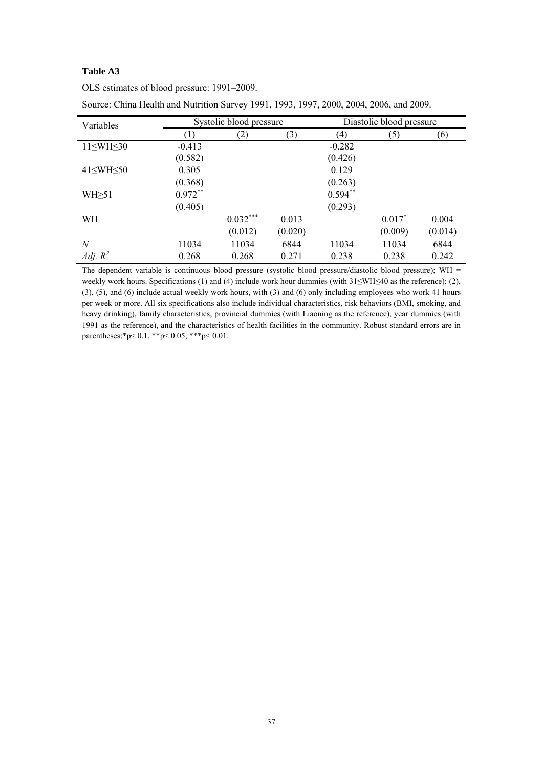**Table A3**

OLS estimates of blood pressure: 1991–2009.

Source: China Health and Nutrition Survey 1991, 1993, 1997, 2000, 2004, 2006, and 2009.

| Variables | Systolic blood pressure | | | Diastolic blood pressure | | |
|---|---|---|---|---|---|---|
| | (1) | (2) | (3) | (4) | (5) | (6) |
| 11≤WH≤30 | -0.413 | | | -0.282 | | |
| | (0.582) | | | (0.426) | | |
| 41≤WH≤50 | 0.305 | | | 0.129 | | |
| | (0.368) | | | (0.263) | | |
| WH≥51 | 0.972** | | | 0.594** | | |
| | (0.405) | | | (0.293) | | |
| WH | | 0.032*** | 0.013 | | 0.017* | 0.004 |
| | | (0.012) | (0.020) | | (0.009) | (0.014) |
| *N* | 11034 | 11034 | 6844 | 11034 | 11034 | 6844 |
| *Adj.* $R^2$ | 0.268 | 0.268 | 0.271 | 0.238 | 0.238 | 0.242 |

The dependent variable is continuous blood pressure (systolic blood pressure/diastolic blood pressure); WH = weekly work hours. Specifications (1) and (4) include work hour dummies (with 31≤WH≤40 as the reference); (2), (3), (5), and (6) include actual weekly work hours, with (3) and (6) only including employees who work 41 hours per week or more. All six specifications also include individual characteristics, risk behaviors (BMI, smoking, and heavy drinking), family characteristics, provincial dummies (with Liaoning as the reference), year dummies (with 1991 as the reference), and the characteristics of health facilities in the community. Robust standard errors are in parentheses; *$p < 0.1$, **$p < 0.05$, ***$p < 0.01$.